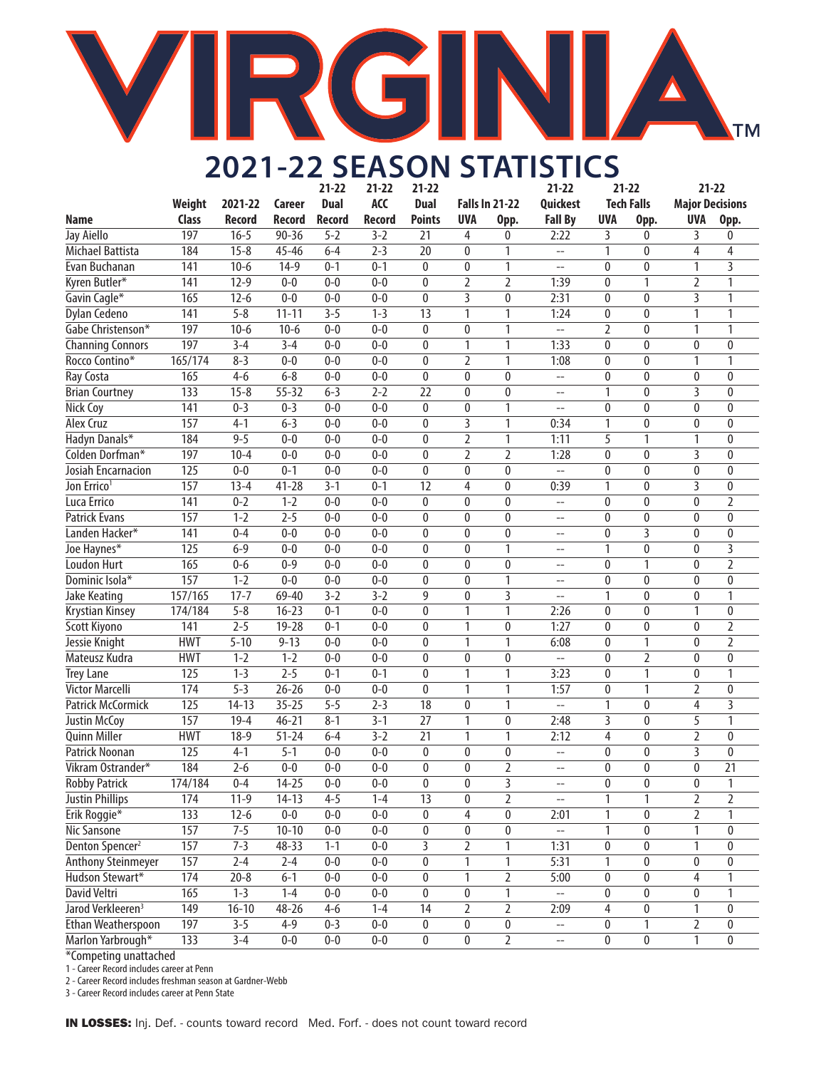# VIRGINIA

## 2021-22 SEASON STATISTICS

| Name | Weight Class | 2021-22 Record | Career Record | 21-22 Dual Record | 21-22 ACC Record | 21-22 Dual Points | Falls In 21-22 UVA | Falls In 21-22 Opp. | 21-22 Quickest Fall By | 21-22 Tech Falls UVA | 21-22 Tech Falls Opp. | 21-22 Major Decisions UVA | 21-22 Major Decisions Opp. |
|---|---|---|---|---|---|---|---|---|---|---|---|---|---|
| Jay Aiello | 197 | 16-5 | 90-36 | 5-2 | 3-2 | 21 | 4 | 0 | 2:22 | 3 | 0 | 3 | 0 |
| Michael Battista | 184 | 15-8 | 45-46 | 6-4 | 2-3 | 20 | 0 | 1 | -- | 1 | 0 | 4 | 4 |
| Evan Buchanan | 141 | 10-6 | 14-9 | 0-1 | 0-1 | 0 | 0 | 1 | -- | 0 | 0 | 1 | 3 |
| Kyren Butler* | 141 | 12-9 | 0-0 | 0-0 | 0-0 | 0 | 2 | 2 | 1:39 | 0 | 1 | 2 | 1 |
| Gavin Cagle* | 165 | 12-6 | 0-0 | 0-0 | 0-0 | 0 | 3 | 0 | 2:31 | 0 | 0 | 3 | 1 |
| Dylan Cedeno | 141 | 5-8 | 11-11 | 3-5 | 1-3 | 13 | 1 | 1 | 1:24 | 0 | 0 | 1 | 1 |
| Gabe Christenson* | 197 | 10-6 | 10-6 | 0-0 | 0-0 | 0 | 0 | 1 | -- | 2 | 0 | 1 | 1 |
| Channing Connors | 197 | 3-4 | 3-4 | 0-0 | 0-0 | 0 | 1 | 1 | 1:33 | 0 | 0 | 0 | 0 |
| Rocco Contino* | 165/174 | 8-3 | 0-0 | 0-0 | 0-0 | 0 | 2 | 1 | 1:08 | 0 | 0 | 1 | 1 |
| Ray Costa | 165 | 4-6 | 6-8 | 0-0 | 0-0 | 0 | 0 | 0 | -- | 0 | 0 | 0 | 0 |
| Brian Courtney | 133 | 15-8 | 55-32 | 6-3 | 2-2 | 22 | 0 | 0 | -- | 1 | 0 | 3 | 0 |
| Nick Coy | 141 | 0-3 | 0-3 | 0-0 | 0-0 | 0 | 0 | 1 | -- | 0 | 0 | 0 | 0 |
| Alex Cruz | 157 | 4-1 | 6-3 | 0-0 | 0-0 | 0 | 3 | 1 | 0:34 | 1 | 0 | 0 | 0 |
| Hadyn Danals* | 184 | 9-5 | 0-0 | 0-0 | 0-0 | 0 | 2 | 1 | 1:11 | 5 | 1 | 1 | 0 |
| Colden Dorfman* | 197 | 10-4 | 0-0 | 0-0 | 0-0 | 0 | 2 | 2 | 1:28 | 0 | 0 | 3 | 0 |
| Josiah Encarnacion | 125 | 0-0 | 0-1 | 0-0 | 0-0 | 0 | 0 | 0 | -- | 0 | 0 | 0 | 0 |
| Jon Errico[1] | 157 | 13-4 | 41-28 | 3-1 | 0-1 | 12 | 4 | 0 | 0:39 | 1 | 0 | 3 | 0 |
| Luca Errico | 141 | 0-2 | 1-2 | 0-0 | 0-0 | 0 | 0 | 0 | -- | 0 | 0 | 0 | 2 |
| Patrick Evans | 157 | 1-2 | 2-5 | 0-0 | 0-0 | 0 | 0 | 0 | -- | 0 | 0 | 0 | 0 |
| Landen Hacker* | 141 | 0-4 | 0-0 | 0-0 | 0-0 | 0 | 0 | 0 | -- | 0 | 3 | 0 | 0 |
| Joe Haynes* | 125 | 6-9 | 0-0 | 0-0 | 0-0 | 0 | 0 | 1 | -- | 1 | 0 | 0 | 3 |
| Loudon Hurt | 165 | 0-6 | 0-9 | 0-0 | 0-0 | 0 | 0 | 0 | -- | 0 | 1 | 0 | 2 |
| Dominic Isola* | 157 | 1-2 | 0-0 | 0-0 | 0-0 | 0 | 0 | 1 | -- | 0 | 0 | 0 | 0 |
| Jake Keating | 157/165 | 17-7 | 69-40 | 3-2 | 3-2 | 9 | 0 | 3 | -- | 1 | 0 | 0 | 1 |
| Krystian Kinsey | 174/184 | 5-8 | 16-23 | 0-1 | 0-0 | 0 | 1 | 1 | 2:26 | 0 | 0 | 1 | 0 |
| Scott Kiyono | 141 | 2-5 | 19-28 | 0-1 | 0-0 | 0 | 1 | 0 | 1:27 | 0 | 0 | 0 | 2 |
| Jessie Knight | HWT | 5-10 | 9-13 | 0-0 | 0-0 | 0 | 1 | 1 | 6:08 | 0 | 1 | 0 | 2 |
| Mateusz Kudra | HWT | 1-2 | 1-2 | 0-0 | 0-0 | 0 | 0 | 0 | -- | 0 | 2 | 0 | 0 |
| Trey Lane | 125 | 1-3 | 2-5 | 0-1 | 0-1 | 0 | 1 | 1 | 3:23 | 0 | 1 | 0 | 1 |
| Victor Marcelli | 174 | 5-3 | 26-26 | 0-0 | 0-0 | 0 | 1 | 1 | 1:57 | 0 | 1 | 2 | 0 |
| Patrick McCormick | 125 | 14-13 | 35-25 | 5-5 | 2-3 | 18 | 0 | 1 | -- | 1 | 0 | 4 | 3 |
| Justin McCoy | 157 | 19-4 | 46-21 | 8-1 | 3-1 | 27 | 1 | 0 | 2:48 | 3 | 0 | 5 | 1 |
| Quinn Miller | HWT | 18-9 | 51-24 | 6-4 | 3-2 | 21 | 1 | 1 | 2:12 | 4 | 0 | 2 | 0 |
| Patrick Noonan | 125 | 4-1 | 5-1 | 0-0 | 0-0 | 0 | 0 | 0 | -- | 0 | 0 | 3 | 0 |
| Vikram Ostrander* | 184 | 2-6 | 0-0 | 0-0 | 0-0 | 0 | 0 | 2 | -- | 0 | 0 | 0 | 21 |
| Robby Patrick | 174/184 | 0-4 | 14-25 | 0-0 | 0-0 | 0 | 0 | 3 | -- | 0 | 0 | 0 | 1 |
| Justin Phillips | 174 | 11-9 | 14-13 | 4-5 | 1-4 | 13 | 0 | 2 | -- | 1 | 1 | 2 | 2 |
| Erik Roggie* | 133 | 12-6 | 0-0 | 0-0 | 0-0 | 0 | 4 | 0 | 2:01 | 1 | 0 | 2 | 1 |
| Nic Sansone | 157 | 7-5 | 10-10 | 0-0 | 0-0 | 0 | 0 | 0 | -- | 1 | 0 | 1 | 0 |
| Denton Spencer[2] | 157 | 7-3 | 48-33 | 1-1 | 0-0 | 3 | 2 | 1 | 1:31 | 0 | 0 | 1 | 0 |
| Anthony Steinmeyer | 157 | 2-4 | 2-4 | 0-0 | 0-0 | 0 | 1 | 1 | 5:31 | 1 | 0 | 0 | 0 |
| Hudson Stewart* | 174 | 20-8 | 6-1 | 0-0 | 0-0 | 0 | 1 | 2 | 5:00 | 0 | 0 | 4 | 1 |
| David Veltri | 165 | 1-3 | 1-4 | 0-0 | 0-0 | 0 | 0 | 1 | -- | 0 | 0 | 0 | 1 |
| Jarod Verkleeren[3] | 149 | 16-10 | 48-26 | 4-6 | 1-4 | 14 | 2 | 2 | 2:09 | 4 | 0 | 1 | 0 |
| Ethan Weatherspoon | 197 | 3-5 | 4-9 | 0-3 | 0-0 | 0 | 0 | 0 | -- | 0 | 1 | 2 | 0 |
| Marlon Yarbrough* | 133 | 3-4 | 0-0 | 0-0 | 0-0 | 0 | 0 | 2 | -- | 0 | 0 | 1 | 0 |

*Competing unattached

1 - Career Record includes career at Penn

2 - Career Record includes freshman season at Gardner-Webb

3 - Career Record includes career at Penn State

**IN LOSSES:** Inj. Def. - counts toward record   Med. Forf. - does not count toward record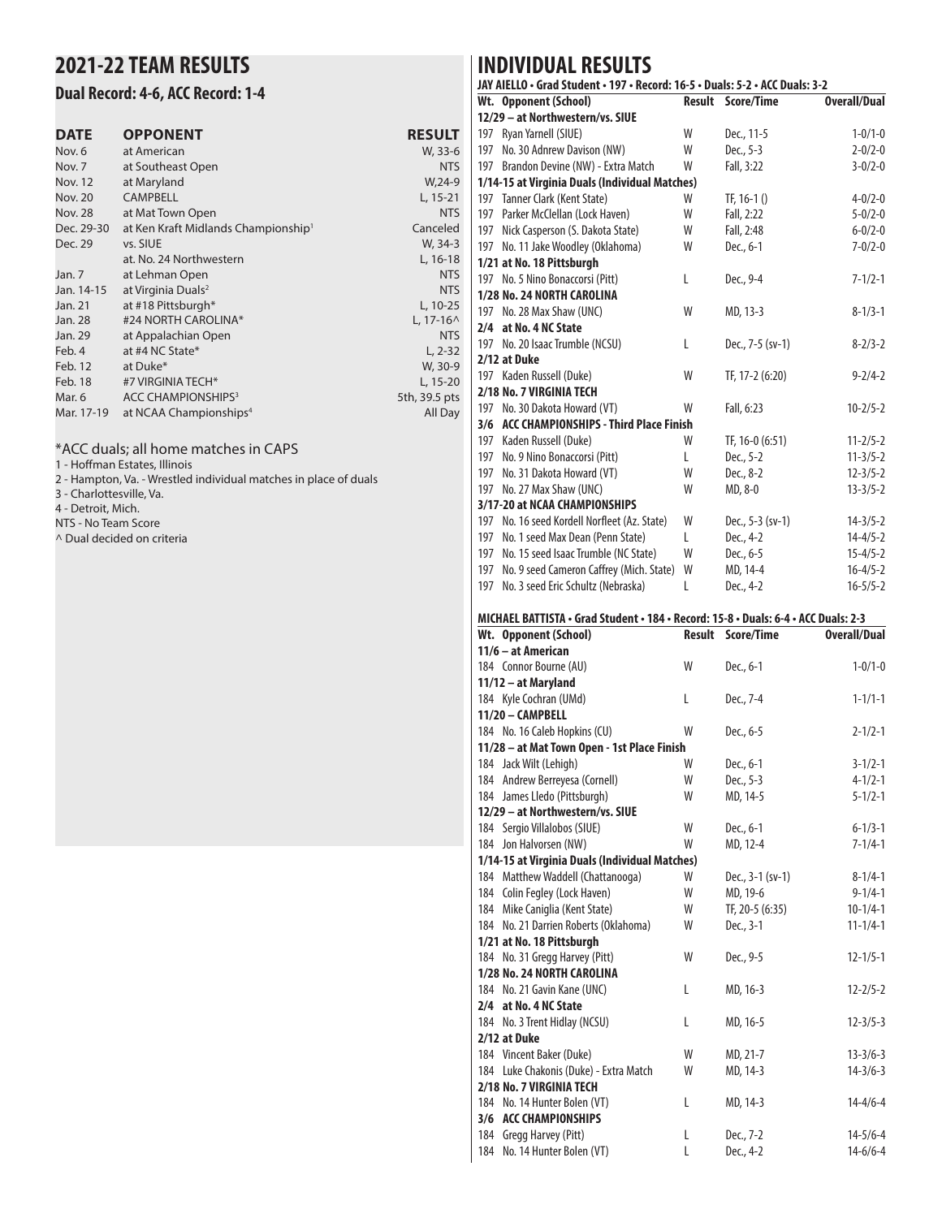## 2021-22 TEAM RESULTS

### Dual Record: 4-6, ACC Record: 1-4

| DATE | OPPONENT | RESULT |
|---|---|---|
| Nov. 6 | at American | W, 33-6 |
| Nov. 7 | at Southeast Open | NTS |
| Nov. 12 | at Maryland | W,24-9 |
| Nov. 20 | CAMPBELL | L, 15-21 |
| Nov. 28 | at Mat Town Open | NTS |
| Dec. 29-30 | at Ken Kraft Midlands Championship[1] | Canceled |
| Dec. 29 | vs. SIUE | W, 34-3 |
| | at. No. 24 Northwestern | L, 16-18 |
| Jan. 7 | at Lehman Open | NTS |
| Jan. 14-15 | at Virginia Duals[2] | NTS |
| Jan. 21 | at #18 Pittsburgh* | L, 10-25 |
| Jan. 28 | #24 NORTH CAROLINA* | L, 17-16^ |
| Jan. 29 | at Appalachian Open | NTS |
| Feb. 4 | at #4 NC State* | L, 2-32 |
| Feb. 12 | at Duke* | W, 30-9 |
| Feb. 18 | #7 VIRGINIA TECH* | L, 15-20 |
| Mar. 6 | ACC CHAMPIONSHIPS[3] | 5th, 39.5 pts |
| Mar. 17-19 | at NCAA Championships[4] | All Day |

*ACC duals; all home matches in CAPS
1 - Hoffman Estates, Illinois
2 - Hampton, Va. - Wrestled individual matches in place of duals
3 - Charlottesville, Va.
4 - Detroit, Mich.
NTS - No Team Score
^ Dual decided on criteria

## INDIVIDUAL RESULTS

**JAY AIELLO • Grad Student • 197 • Record: 16-5 • Duals: 5-2 • ACC Duals: 3-2**

| Wt. | Opponent (School) | Result | Score/Time | Overall/Dual |
|---|---|---|---|---|
| **12/29 – at Northwestern/vs. SIUE** | | | | |
| 197 | Ryan Yarnell (SIUE) | W | Dec., 11-5 | 1-0/1-0 |
| 197 | No. 30 Adnrew Davison (NW) | W | Dec., 5-3 | 2-0/2-0 |
| 197 | Brandon Devine (NW) - Extra Match | W | Fall, 3:22 | 3-0/2-0 |
| **1/14-15 at Virginia Duals (Individual Matches)** | | | | |
| 197 | Tanner Clark (Kent State) | W | TF, 16-1 () | 4-0/2-0 |
| 197 | Parker McClellan (Lock Haven) | W | Fall, 2:22 | 5-0/2-0 |
| 197 | Nick Casperson (S. Dakota State) | W | Fall, 2:48 | 6-0/2-0 |
| 197 | No. 11 Jake Woodley (Oklahoma) | W | Dec., 6-1 | 7-0/2-0 |
| **1/21 at No. 18 Pittsburgh** | | | | |
| 197 | No. 5 Nino Bonaccorsi (Pitt) | L | Dec., 9-4 | 7-1/2-1 |
| **1/28 No. 24 NORTH CAROLINA** | | | | |
| 197 | No. 28 Max Shaw (UNC) | W | MD, 13-3 | 8-1/3-1 |
| **2/4 at No. 4 NC State** | | | | |
| 197 | No. 20 Isaac Trumble (NCSU) | L | Dec., 7-5 (sv-1) | 8-2/3-2 |
| **2/12 at Duke** | | | | |
| 197 | Kaden Russell (Duke) | W | TF, 17-2 (6:20) | 9-2/4-2 |
| **2/18 No. 7 VIRGINIA TECH** | | | | |
| 197 | No. 30 Dakota Howard (VT) | W | Fall, 6:23 | 10-2/5-2 |
| **3/6 ACC CHAMPIONSHIPS - Third Place Finish** | | | | |
| 197 | Kaden Russell (Duke) | W | TF, 16-0 (6:51) | 11-2/5-2 |
| 197 | No. 9 Nino Bonaccorsi (Pitt) | L | Dec., 5-2 | 11-3/5-2 |
| 197 | No. 31 Dakota Howard (VT) | W | Dec., 8-2 | 12-3/5-2 |
| 197 | No. 27 Max Shaw (UNC) | W | MD, 8-0 | 13-3/5-2 |
| **3/17-20 at NCAA CHAMPIONSHIPS** | | | | |
| 197 | No. 16 seed Kordell Norfleet (Az. State) | W | Dec., 5-3 (sv-1) | 14-3/5-2 |
| 197 | No. 1 seed Max Dean (Penn State) | L | Dec., 4-2 | 14-4/5-2 |
| 197 | No. 15 seed Isaac Trumble (NC State) | W | Dec., 6-5 | 15-4/5-2 |
| 197 | No. 9 seed Cameron Caffrey (Mich. State) | W | MD, 14-4 | 16-4/5-2 |
| 197 | No. 3 seed Eric Schultz (Nebraska) | L | Dec., 4-2 | 16-5/5-2 |

**MICHAEL BATTISTA • Grad Student • 184 • Record: 15-8 • Duals: 6-4 • ACC Duals: 2-3**

| Wt. | Opponent (School) | Result | Score/Time | Overall/Dual |
|---|---|---|---|---|
| **11/6 – at American** | | | | |
| 184 | Connor Bourne (AU) | W | Dec., 6-1 | 1-0/1-0 |
| **11/12 – at Maryland** | | | | |
| 184 | Kyle Cochran (UMd) | L | Dec., 7-4 | 1-1/1-1 |
| **11/20 – CAMPBELL** | | | | |
| 184 | No. 16 Caleb Hopkins (CU) | W | Dec., 6-5 | 2-1/2-1 |
| **11/28 – at Mat Town Open - 1st Place Finish** | | | | |
| 184 | Jack Wilt (Lehigh) | W | Dec., 6-1 | 3-1/2-1 |
| 184 | Andrew Berreyesa (Cornell) | W | Dec., 5-3 | 4-1/2-1 |
| 184 | James Lledo (Pittsburgh) | W | MD, 14-5 | 5-1/2-1 |
| **12/29 – at Northwestern/vs. SIUE** | | | | |
| 184 | Sergio Villalobos (SIUE) | W | Dec., 6-1 | 6-1/3-1 |
| 184 | Jon Halvorsen (NW) | W | MD, 12-4 | 7-1/4-1 |
| **1/14-15 at Virginia Duals (Individual Matches)** | | | | |
| 184 | Matthew Waddell (Chattanooga) | W | Dec., 3-1 (sv-1) | 8-1/4-1 |
| 184 | Colin Fegley (Lock Haven) | W | MD, 19-6 | 9-1/4-1 |
| 184 | Mike Caniglia (Kent State) | W | TF, 20-5 (6:35) | 10-1/4-1 |
| 184 | No. 21 Darrien Roberts (Oklahoma) | W | Dec., 3-1 | 11-1/4-1 |
| **1/21 at No. 18 Pittsburgh** | | | | |
| 184 | No. 31 Gregg Harvey (Pitt) | W | Dec., 9-5 | 12-1/5-1 |
| **1/28 No. 24 NORTH CAROLINA** | | | | |
| 184 | No. 21 Gavin Kane (UNC) | L | MD, 16-3 | 12-2/5-2 |
| **2/4 at No. 4 NC State** | | | | |
| 184 | No. 3 Trent Hidlay (NCSU) | L | MD, 16-5 | 12-3/5-3 |
| **2/12 at Duke** | | | | |
| 184 | Vincent Baker (Duke) | W | MD, 21-7 | 13-3/6-3 |
| 184 | Luke Chakonis (Duke) - Extra Match | W | MD, 14-3 | 14-3/6-3 |
| **2/18 No. 7 VIRGINIA TECH** | | | | |
| 184 | No. 14 Hunter Bolen (VT) | L | MD, 14-3 | 14-4/6-4 |
| **3/6 ACC CHAMPIONSHIPS** | | | | |
| 184 | Gregg Harvey (Pitt) | L | Dec., 7-2 | 14-5/6-4 |
| 184 | No. 14 Hunter Bolen (VT) | L | Dec., 4-2 | 14-6/6-4 |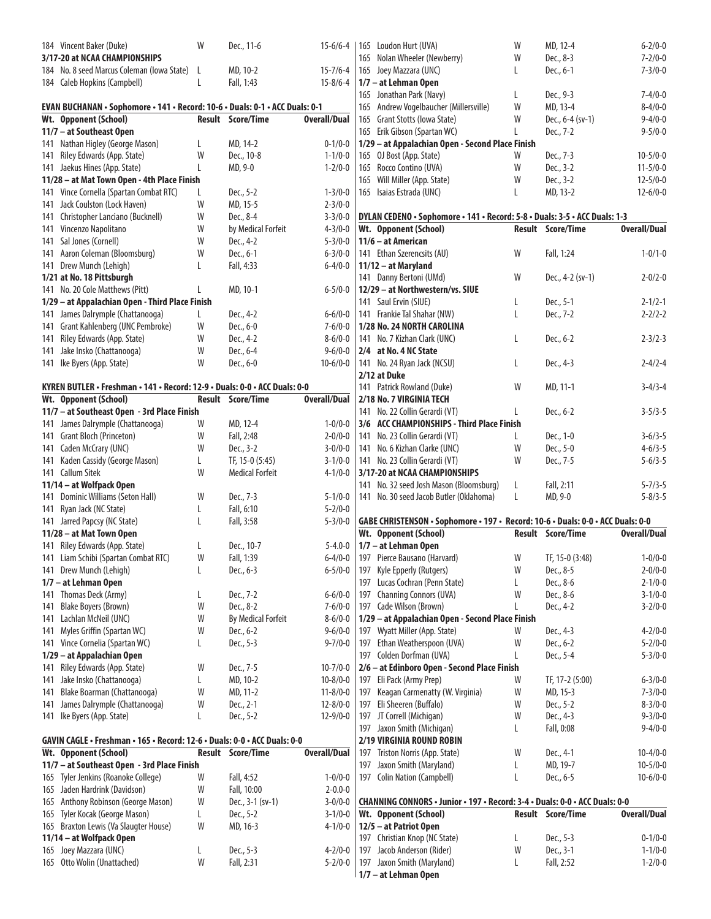| Wt. | Opponent (School) | Result | Score/Time | Overall/Dual |
|---|---|---|---|---|
| 184 | Vincent Baker (Duke) | W | Dec., 11-6 | 15-6/6-4 |
| **3/17-20 at NCAA CHAMPIONSHIPS** | | | | |
| 184 | No. 8 seed Marcus Coleman (Iowa State) | L | MD, 10-2 | 15-7/6-4 |
| 184 | Caleb Hopkins (Campbell) | L | Fall, 1:43 | 15-8/6-4 |

**EVAN BUCHANAN • Sophomore • 141 • Record: 10-6 • Duals: 0-1 • ACC Duals: 0-1**

| Wt. | Opponent (School) | Result | Score/Time | Overall/Dual |
|---|---|---|---|---|
| **11/7 – at Southeast Open** | | | | |
| 141 | Nathan Higley (George Mason) | L | MD, 14-2 | 0-1/0-0 |
| 141 | Riley Edwards (App. State) | W | Dec., 10-8 | 1-1/0-0 |
| 141 | Jaekus Hines (App. State) | L | MD, 9-0 | 1-2/0-0 |
| **11/28 – at Mat Town Open - 4th Place Finish** | | | | |
| 141 | Vince Cornella (Spartan Combat RTC) | L | Dec., 5-2 | 1-3/0-0 |
| 141 | Jack Coulston (Lock Haven) | W | MD, 15-5 | 2-3/0-0 |
| 141 | Christopher Lanciano (Bucknell) | W | Dec., 8-4 | 3-3/0-0 |
| 141 | Vincenzo Napolitano | W | by Medical Forfeit | 4-3/0-0 |
| 141 | Sal Jones (Cornell) | W | Dec., 4-2 | 5-3/0-0 |
| 141 | Aaron Coleman (Bloomsburg) | W | Dec., 6-1 | 6-3/0-0 |
| 141 | Drew Munch (Lehigh) | L | Fall, 4:33 | 6-4/0-0 |
| **1/21 at No. 18 Pittsburgh** | | | | |
| 141 | No. 20 Cole Matthews (Pitt) | L | MD, 10-1 | 6-5/0-0 |
| **1/29 – at Appalachian Open - Third Place Finish** | | | | |
| 141 | James Dalrymple (Chattanooga) | L | Dec., 4-2 | 6-6/0-0 |
| 141 | Grant Kahlenberg (UNC Pembroke) | W | Dec., 6-0 | 7-6/0-0 |
| 141 | Riley Edwards (App. State) | W | Dec., 4-2 | 8-6/0-0 |
| 141 | Jake Insko (Chattanooga) | W | Dec., 6-4 | 9-6/0-0 |
| 141 | Ike Byers (App. State) | W | Dec., 6-0 | 10-6/0-0 |

**KYREN BUTLER • Freshman • 141 • Record: 12-9 • Duals: 0-0 • ACC Duals: 0-0**

| Wt. | Opponent (School) | Result | Score/Time | Overall/Dual |
|---|---|---|---|---|
| **11/7 – at Southeast Open - 3rd Place Finish** | | | | |
| 141 | James Dalrymple (Chattanooga) | W | MD, 12-4 | 1-0/0-0 |
| 141 | Grant Bloch (Princeton) | W | Fall, 2:48 | 2-0/0-0 |
| 141 | Caden McCrary (UNC) | W | Dec., 3-2 | 3-0/0-0 |
| 141 | Kaden Cassidy (George Mason) | L | TF, 15-0 (5:45) | 3-1/0-0 |
| 141 | Callum Sitek | W | Medical Forfeit | 4-1/0-0 |
| **11/14 – at Wolfpack Open** | | | | |
| 141 | Dominic Williams (Seton Hall) | W | Dec., 7-3 | 5-1/0-0 |
| 141 | Ryan Jack (NC State) | L | Fall, 6:10 | 5-2/0-0 |
| 141 | Jarred Papcsy (NC State) | L | Fall, 3:58 | 5-3/0-0 |
| **11/28 – at Mat Town Open** | | | | |
| 141 | Riley Edwards (App. State) | L | Dec., 10-7 | 5-4.0-0 |
| 141 | Liam Schibi (Spartan Combat RTC) | W | Fall, 1:39 | 6-4/0-0 |
| 141 | Drew Munch (Lehigh) | L | Dec., 6-3 | 6-5/0-0 |
| **1/7 – at Lehman Open** | | | | |
| 141 | Thomas Deck (Army) | L | Dec., 7-2 | 6-6/0-0 |
| 141 | Blake Boyers (Brown) | W | Dec., 8-2 | 7-6/0-0 |
| 141 | Lachlan McNeil (UNC) | W | By Medical Forfeit | 8-6/0-0 |
| 141 | Myles Griffin (Spartan WC) | W | Dec., 6-2 | 9-6/0-0 |
| 141 | Vince Cornelia (Spartan WC) | L | Dec., 5-3 | 9-7/0-0 |
| **1/29 – at Appalachian Open** | | | | |
| 141 | Riley Edwards (App. State) | W | Dec., 7-5 | 10-7/0-0 |
| 141 | Jake Insko (Chattanooga) | L | MD, 10-2 | 10-8/0-0 |
| 141 | Blake Boarman (Chattanooga) | W | MD, 11-2 | 11-8/0-0 |
| 141 | James Dalrymple (Chattanooga) | W | Dec., 2-1 | 12-8/0-0 |
| 141 | Ike Byers (App. State) | L | Dec., 5-2 | 12-9/0-0 |

**GAVIN CAGLE • Freshman • 165 • Record: 12-6 • Duals: 0-0 • ACC Duals: 0-0**

| Wt. | Opponent (School) | Result | Score/Time | Overall/Dual |
|---|---|---|---|---|
| **11/7 – at Southeast Open - 3rd Place Finish** | | | | |
| 165 | Tyler Jenkins (Roanoke College) | W | Fall, 4:52 | 1-0/0-0 |
| 165 | Jaden Hardrink (Davidson) | W | Fall, 10:00 | 2-0.0-0 |
| 165 | Anthony Robinson (George Mason) | W | Dec., 3-1 (sv-1) | 3-0/0-0 |
| 165 | Tyler Kocak (George Mason) | L | Dec., 5-2 | 3-1/0-0 |
| 165 | Braxton Lewis (Va Slaugter House) | W | MD, 16-3 | 4-1/0-0 |
| **11/14 – at Wolfpack Open** | | | | |
| 165 | Joey Mazzara (UNC) | L | Dec., 5-3 | 4-2/0-0 |
| 165 | Otto Wolin (Unattached) | W | Fall, 2:31 | 5-2/0-0 |
| 165 | Loudon Hurt (UVA) | W | MD, 12-4 | 6-2/0-0 |
| 165 | Nolan Wheeler (Newberry) | W | Dec., 8-3 | 7-2/0-0 |
| 165 | Joey Mazzara (UNC) | L | Dec., 6-1 | 7-3/0-0 |
| **1/7 – at Lehman Open** | | | | |
| 165 | Jonathan Park (Navy) | L | Dec., 9-3 | 7-4/0-0 |
| 165 | Andrew Vogelbaucher (Millersville) | W | MD, 13-4 | 8-4/0-0 |
| 165 | Grant Stotts (Iowa State) | W | Dec., 6-4 (sv-1) | 9-4/0-0 |
| 165 | Erik Gibson (Spartan WC) | L | Dec., 7-2 | 9-5/0-0 |
| **1/29 – at Appalachian Open - Second Place Finish** | | | | |
| 165 | OJ Bost (App. State) | W | Dec., 7-3 | 10-5/0-0 |
| 165 | Rocco Contino (UVA) | W | Dec., 3-2 | 11-5/0-0 |
| 165 | Will Miller (App. State) | W | Dec., 3-2 | 12-5/0-0 |
| 165 | Isaias Estrada (UNC) | L | MD, 13-2 | 12-6/0-0 |

**DYLAN CEDENO • Sophomore • 141 • Record: 5-8 • Duals: 3-5 • ACC Duals: 1-3**

| Wt. | Opponent (School) | Result | Score/Time | Overall/Dual |
|---|---|---|---|---|
| **11/6 – at American** | | | | |
| 141 | Ethan Szerencsits (AU) | W | Fall, 1:24 | 1-0/1-0 |
| **11/12 – at Maryland** | | | | |
| 141 | Danny Bertoni (UMd) | W | Dec., 4-2 (sv-1) | 2-0/2-0 |
| **12/29 – at Northwestern/vs. SIUE** | | | | |
| 141 | Saul Ervin (SIUE) | L | Dec., 5-1 | 2-1/2-1 |
| 141 | Frankie Tal Shahar (NW) | L | Dec., 7-2 | 2-2/2-2 |
| **1/28 No. 24 NORTH CAROLINA** | | | | |
| 141 | No. 7 Kizhan Clark (UNC) | L | Dec., 6-2 | 2-3/2-3 |
| **2/4 at No. 4 NC State** | | | | |
| 141 | No. 24 Ryan Jack (NCSU) | L | Dec., 4-3 | 2-4/2-4 |
| **2/12 at Duke** | | | | |
| 141 | Patrick Rowland (Duke) | W | MD, 11-1 | 3-4/3-4 |
| **2/18 No. 7 VIRGINIA TECH** | | | | |
| 141 | No. 22 Collin Gerardi (VT) | L | Dec., 6-2 | 3-5/3-5 |
| **3/6 ACC CHAMPIONSHIPS - Third Place Finish** | | | | |
| 141 | No. 23 Collin Gerardi (VT) | L | Dec., 1-0 | 3-6/3-5 |
| 141 | No. 6 Kizhan Clarke (UNC) | W | Dec., 5-0 | 4-6/3-5 |
| 141 | No. 23 Collin Gerardi (VT) | W | Dec., 7-5 | 5-6/3-5 |
| **3/17-20 at NCAA CHAMPIONSHIPS** | | | | |
| 141 | No. 32 seed Josh Mason (Bloomsburg) | L | Fall, 2:11 | 5-7/3-5 |
| 141 | No. 30 seed Jacob Butler (Oklahoma) | L | MD, 9-0 | 5-8/3-5 |

**GABE CHRISTENSON • Sophomore • 197 • Record: 10-6 • Duals: 0-0 • ACC Duals: 0-0**

| Wt. | Opponent (School) | Result | Score/Time | Overall/Dual |
|---|---|---|---|---|
| **1/7 – at Lehman Open** | | | | |
| 197 | Pierce Bausano (Harvard) | W | TF, 15-0 (3:48) | 1-0/0-0 |
| 197 | Kyle Epperly (Rutgers) | W | Dec., 8-5 | 2-0/0-0 |
| 197 | Lucas Cochran (Penn State) | L | Dec., 8-6 | 2-1/0-0 |
| 197 | Channing Connors (UVA) | W | Dec., 8-6 | 3-1/0-0 |
| 197 | Cade Wilson (Brown) | L | Dec., 4-2 | 3-2/0-0 |
| **1/29 – at Appalachian Open - Second Place Finish** | | | | |
| 197 | Wyatt Miller (App. State) | W | Dec., 4-3 | 4-2/0-0 |
| 197 | Ethan Weatherspoon (UVA) | W | Dec., 6-2 | 5-2/0-0 |
| 197 | Colden Dorfman (UVA) | L | Dec., 5-4 | 5-3/0-0 |
| **2/6 – at Edinboro Open - Second Place Finish** | | | | |
| 197 | Eli Pack (Army Prep) | W | TF, 17-2 (5:00) | 6-3/0-0 |
| 197 | Keagan Carmenatty (W. Virginia) | W | MD, 15-3 | 7-3/0-0 |
| 197 | Eli Sheeren (Buffalo) | W | Dec., 5-2 | 8-3/0-0 |
| 197 | JT Correll (Michigan) | W | Dec., 4-3 | 9-3/0-0 |
| 197 | Jaxon Smith (Michigan) | L | Fall, 0:08 | 9-4/0-0 |
| **2/19 VIRGINIA ROUND ROBIN** | | | | |
| 197 | Triston Norris (App. State) | W | Dec., 4-1 | 10-4/0-0 |
| 197 | Jaxon Smith (Maryland) | L | MD, 19-7 | 10-5/0-0 |
| 197 | Colin Nation (Campbell) | L | Dec., 6-5 | 10-6/0-0 |

**CHANNING CONNORS • Junior • 197 • Record: 3-4 • Duals: 0-0 • ACC Duals: 0-0**

| Wt. | Opponent (School) | Result | Score/Time | Overall/Dual |
|---|---|---|---|---|
| **12/5 – at Patriot Open** | | | | |
| 197 | Christian Knop (NC State) | L | Dec., 5-3 | 0-1/0-0 |
| 197 | Jacob Anderson (Rider) | W | Dec., 3-1 | 1-1/0-0 |
| 197 | Jaxon Smith (Maryland) | L | Fall, 2:52 | 1-2/0-0 |
| **1/7 – at Lehman Open** | | | | |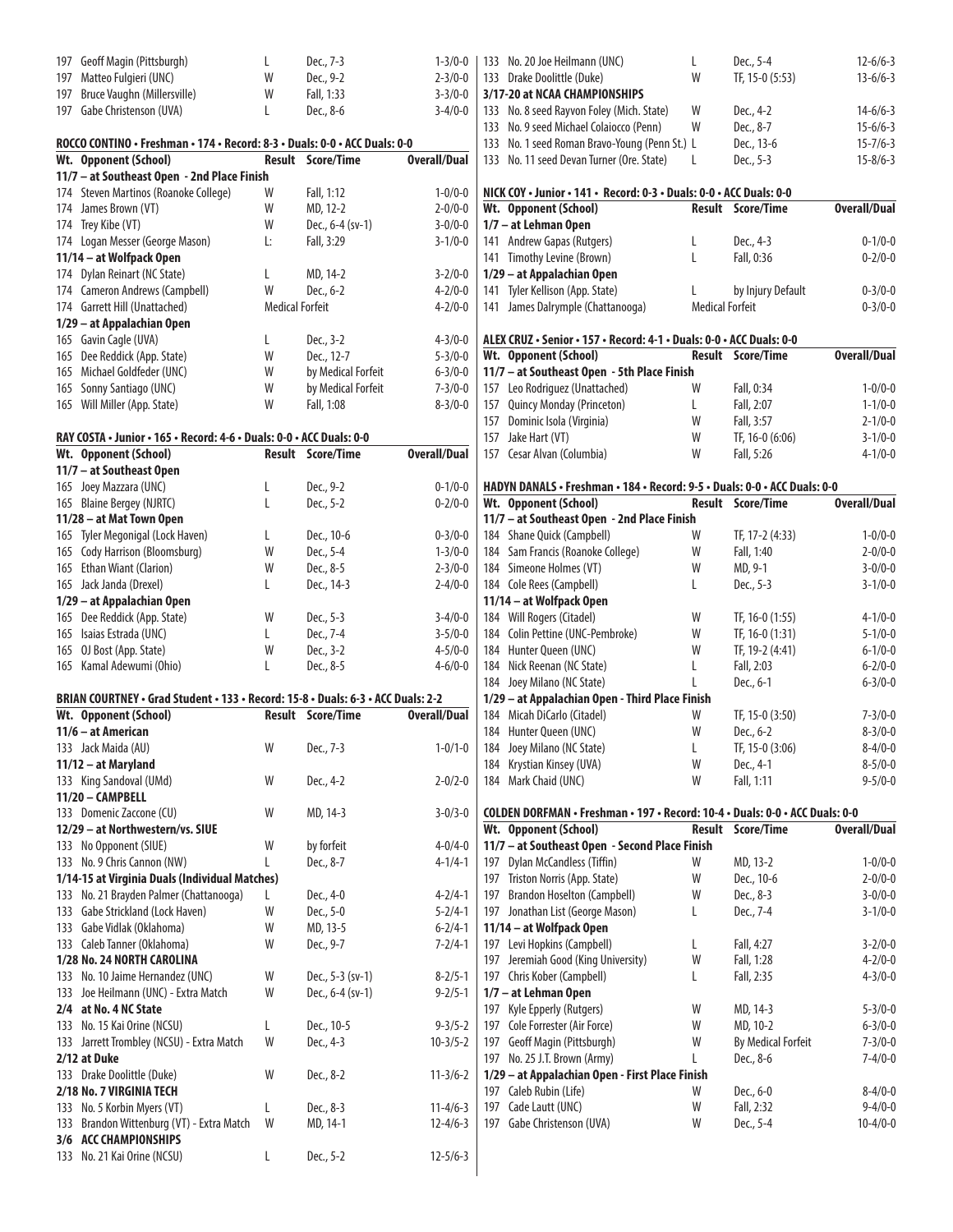| Wt. Opponent (School) | Result | Score/Time | Overall/Dual |
|---|---|---|---|
| 197 Geoff Magin (Pittsburgh) | L | Dec., 7-3 | 1-3/0-0 |
| 197 Matteo Fulgieri (UNC) | W | Dec., 9-2 | 2-3/0-0 |
| 197 Bruce Vaughn (Millersville) | W | Fall, 1:33 | 3-3/0-0 |
| 197 Gabe Christenson (UVA) | L | Dec., 8-6 | 3-4/0-0 |

**ROCCO CONTINO • Freshman • 174 • Record: 8-3 • Duals: 0-0 • ACC Duals: 0-0**

| Wt. Opponent (School) | Result | Score/Time | Overall/Dual |
|---|---|---|---|
| **11/7 – at Southeast Open - 2nd Place Finish** | | | |
| 174 Steven Martinos (Roanoke College) | W | Fall, 1:12 | 1-0/0-0 |
| 174 James Brown (VT) | W | MD, 12-2 | 2-0/0-0 |
| 174 Trey Kibe (VT) | W | Dec., 6-4 (sv-1) | 3-0/0-0 |
| 174 Logan Messer (George Mason) | L: | Fall, 3:29 | 3-1/0-0 |
| **11/14 – at Wolfpack Open** | | | |
| 174 Dylan Reinart (NC State) | L | MD, 14-2 | 3-2/0-0 |
| 174 Cameron Andrews (Campbell) | W | Dec., 6-2 | 4-2/0-0 |
| 174 Garrett Hill (Unattached) | Medical Forfeit | | 4-2/0-0 |
| **1/29 – at Appalachian Open** | | | |
| 165 Gavin Cagle (UVA) | L | Dec., 3-2 | 4-3/0-0 |
| 165 Dee Reddick (App. State) | W | Dec., 12-7 | 5-3/0-0 |
| 165 Michael Goldfeder (UNC) | W | by Medical Forfeit | 6-3/0-0 |
| 165 Sonny Santiago (UNC) | W | by Medical Forfeit | 7-3/0-0 |
| 165 Will Miller (App. State) | W | Fall, 1:08 | 8-3/0-0 |

**RAY COSTA • Junior • 165 • Record: 4-6 • Duals: 0-0 • ACC Duals: 0-0**

| Wt. Opponent (School) | Result | Score/Time | Overall/Dual |
|---|---|---|---|
| **11/7 – at Southeast Open** | | | |
| 165 Joey Mazzara (UNC) | L | Dec., 9-2 | 0-1/0-0 |
| 165 Blaine Bergey (NJRTC) | L | Dec., 5-2 | 0-2/0-0 |
| **11/28 – at Mat Town Open** | | | |
| 165 Tyler Megonigal (Lock Haven) | L | Dec., 10-6 | 0-3/0-0 |
| 165 Cody Harrison (Bloomsburg) | W | Dec., 5-4 | 1-3/0-0 |
| 165 Ethan Wiant (Clarion) | W | Dec., 8-5 | 2-3/0-0 |
| 165 Jack Janda (Drexel) | L | Dec., 14-3 | 2-4/0-0 |
| **1/29 – at Appalachian Open** | | | |
| 165 Dee Reddick (App. State) | W | Dec., 5-3 | 3-4/0-0 |
| 165 Isaias Estrada (UNC) | L | Dec., 7-4 | 3-5/0-0 |
| 165 OJ Bost (App. State) | W | Dec., 3-2 | 4-5/0-0 |
| 165 Kamal Adewumi (Ohio) | L | Dec., 8-5 | 4-6/0-0 |

**BRIAN COURTNEY • Grad Student • 133 • Record: 15-8 • Duals: 6-3 • ACC Duals: 2-2**

| Wt. Opponent (School) | Result | Score/Time | Overall/Dual |
|---|---|---|---|
| **11/6 – at American** | | | |
| 133 Jack Maida (AU) | W | Dec., 7-3 | 1-0/1-0 |
| **11/12 – at Maryland** | | | |
| 133 King Sandoval (UMd) | W | Dec., 4-2 | 2-0/2-0 |
| **11/20 – CAMPBELL** | | | |
| 133 Domenic Zaccone (CU) | W | MD, 14-3 | 3-0/3-0 |
| **12/29 – at Northwestern/vs. SIUE** | | | |
| 133 No Opponent (SIUE) | W | by forfeit | 4-0/4-0 |
| 133 No. 9 Chris Cannon (NW) | L | Dec., 8-7 | 4-1/4-1 |
| **1/14-15 at Virginia Duals (Individual Matches)** | | | |
| 133 No. 21 Brayden Palmer (Chattanooga) | L | Dec., 4-0 | 4-2/4-1 |
| 133 Gabe Strickland (Lock Haven) | W | Dec., 5-0 | 5-2/4-1 |
| 133 Gabe Vidlak (Oklahoma) | W | MD, 13-5 | 6-2/4-1 |
| 133 Caleb Tanner (Oklahoma) | W | Dec., 9-7 | 7-2/4-1 |
| **1/28 No. 24 NORTH CAROLINA** | | | |
| 133 No. 10 Jaime Hernandez (UNC) | W | Dec., 5-3 (sv-1) | 8-2/5-1 |
| 133 Joe Heilmann (UNC) - Extra Match | W | Dec., 6-4 (sv-1) | 9-2/5-1 |
| **2/4 at No. 4 NC State** | | | |
| 133 No. 15 Kai Orine (NCSU) | L | Dec., 10-5 | 9-3/5-2 |
| 133 Jarrett Trombley (NCSU) - Extra Match | W | Dec., 4-3 | 10-3/5-2 |
| **2/12 at Duke** | | | |
| 133 Drake Doolittle (Duke) | W | Dec., 8-2 | 11-3/6-2 |
| **2/18 No. 7 VIRGINIA TECH** | | | |
| 133 No. 5 Korbin Myers (VT) | L | Dec., 8-3 | 11-4/6-3 |
| 133 Brandon Wittenburg (VT) - Extra Match | W | MD, 14-1 | 12-4/6-3 |
| **3/6 ACC CHAMPIONSHIPS** | | | |
| 133 No. 21 Kai Orine (NCSU) | L | Dec., 5-2 | 12-5/6-3 |
| 133 No. 20 Joe Heilmann (UNC) | L | Dec., 5-4 | 12-6/6-3 |
| 133 Drake Doolittle (Duke) | W | TF, 15-0 (5:53) | 13-6/6-3 |
| **3/17-20 at NCAA CHAMPIONSHIPS** | | | |
| 133 No. 8 seed Rayvon Foley (Mich. State) | W | Dec., 4-2 | 14-6/6-3 |
| 133 No. 9 seed Michael Colaiocco (Penn) | W | Dec., 8-7 | 15-6/6-3 |
| 133 No. 1 seed Roman Bravo-Young (Penn St.) | L | Dec., 13-6 | 15-7/6-3 |
| 133 No. 11 seed Devan Turner (Ore. State) | L | Dec., 5-3 | 15-8/6-3 |

**NICK COY • Junior • 141 • Record: 0-3 • Duals: 0-0 • ACC Duals: 0-0**

| Wt. Opponent (School) | Result | Score/Time | Overall/Dual |
|---|---|---|---|
| **1/7 – at Lehman Open** | | | |
| 141 Andrew Gapas (Rutgers) | L | Dec., 4-3 | 0-1/0-0 |
| 141 Timothy Levine (Brown) | L | Fall, 0:36 | 0-2/0-0 |
| **1/29 – at Appalachian Open** | | | |
| 141 Tyler Kellison (App. State) | L | by Injury Default | 0-3/0-0 |
| 141 James Dalrymple (Chattanooga) | Medical Forfeit | | 0-3/0-0 |

**ALEX CRUZ • Senior • 157 • Record: 4-1 • Duals: 0-0 • ACC Duals: 0-0**

| Wt. Opponent (School) | Result | Score/Time | Overall/Dual |
|---|---|---|---|
| **11/7 – at Southeast Open - 5th Place Finish** | | | |
| 157 Leo Rodriguez (Unattached) | W | Fall, 0:34 | 1-0/0-0 |
| 157 Quincy Monday (Princeton) | L | Fall, 2:07 | 1-1/0-0 |
| 157 Dominic Isola (Virginia) | W | Fall, 3:57 | 2-1/0-0 |
| 157 Jake Hart (VT) | W | TF, 16-0 (6:06) | 3-1/0-0 |
| 157 Cesar Alvan (Columbia) | W | Fall, 5:26 | 4-1/0-0 |

**HADYN DANALS • Freshman • 184 • Record: 9-5 • Duals: 0-0 • ACC Duals: 0-0**

| Wt. Opponent (School) | Result | Score/Time | Overall/Dual |
|---|---|---|---|
| **11/7 – at Southeast Open - 2nd Place Finish** | | | |
| 184 Shane Quick (Campbell) | W | TF, 17-2 (4:33) | 1-0/0-0 |
| 184 Sam Francis (Roanoke College) | W | Fall, 1:40 | 2-0/0-0 |
| 184 Simeone Holmes (VT) | W | MD, 9-1 | 3-0/0-0 |
| 184 Cole Rees (Campbell) | L | Dec., 5-3 | 3-1/0-0 |
| **11/14 – at Wolfpack Open** | | | |
| 184 Will Rogers (Citadel) | W | TF, 16-0 (1:55) | 4-1/0-0 |
| 184 Colin Pettine (UNC-Pembroke) | W | TF, 16-0 (1:31) | 5-1/0-0 |
| 184 Hunter Queen (UNC) | W | TF, 19-2 (4:41) | 6-1/0-0 |
| 184 Nick Reenan (NC State) | L | Fall, 2:03 | 6-2/0-0 |
| 184 Joey Milano (NC State) | L | Dec., 6-1 | 6-3/0-0 |
| **1/29 – at Appalachian Open - Third Place Finish** | | | |
| 184 Micah DiCarlo (Citadel) | W | TF, 15-0 (3:50) | 7-3/0-0 |
| 184 Hunter Queen (UNC) | W | Dec., 6-2 | 8-3/0-0 |
| 184 Joey Milano (NC State) | L | TF, 15-0 (3:06) | 8-4/0-0 |
| 184 Krystian Kinsey (UVA) | W | Dec., 4-1 | 8-5/0-0 |
| 184 Mark Chaid (UNC) | W | Fall, 1:11 | 9-5/0-0 |

**COLDEN DORFMAN • Freshman • 197 • Record: 10-4 • Duals: 0-0 • ACC Duals: 0-0**

| Wt. Opponent (School) | Result | Score/Time | Overall/Dual |
|---|---|---|---|
| **11/7 – at Southeast Open - Second Place Finish** | | | |
| 197 Dylan McCandless (Tiffin) | W | MD, 13-2 | 1-0/0-0 |
| 197 Triston Norris (App. State) | W | Dec., 10-6 | 2-0/0-0 |
| 197 Brandon Hoselton (Campbell) | W | Dec., 8-3 | 3-0/0-0 |
| 197 Jonathan List (George Mason) | L | Dec., 7-4 | 3-1/0-0 |
| **11/14 – at Wolfpack Open** | | | |
| 197 Levi Hopkins (Campbell) | L | Fall, 4:27 | 3-2/0-0 |
| 197 Jeremiah Good (King University) | W | Fall, 1:28 | 4-2/0-0 |
| 197 Chris Kober (Campbell) | L | Fall, 2:35 | 4-3/0-0 |
| **1/7 – at Lehman Open** | | | |
| 197 Kyle Epperly (Rutgers) | W | MD, 14-3 | 5-3/0-0 |
| 197 Cole Forrester (Air Force) | W | MD, 10-2 | 6-3/0-0 |
| 197 Geoff Magin (Pittsburgh) | W | By Medical Forfeit | 7-3/0-0 |
| 197 No. 25 J.T. Brown (Army) | L | Dec., 8-6 | 7-4/0-0 |
| **1/29 – at Appalachian Open - First Place Finish** | | | |
| 197 Caleb Rubin (Life) | W | Dec., 6-0 | 8-4/0-0 |
| 197 Cade Lautt (UNC) | W | Fall, 2:32 | 9-4/0-0 |
| 197 Gabe Christenson (UVA) | W | Dec., 5-4 | 10-4/0-0 |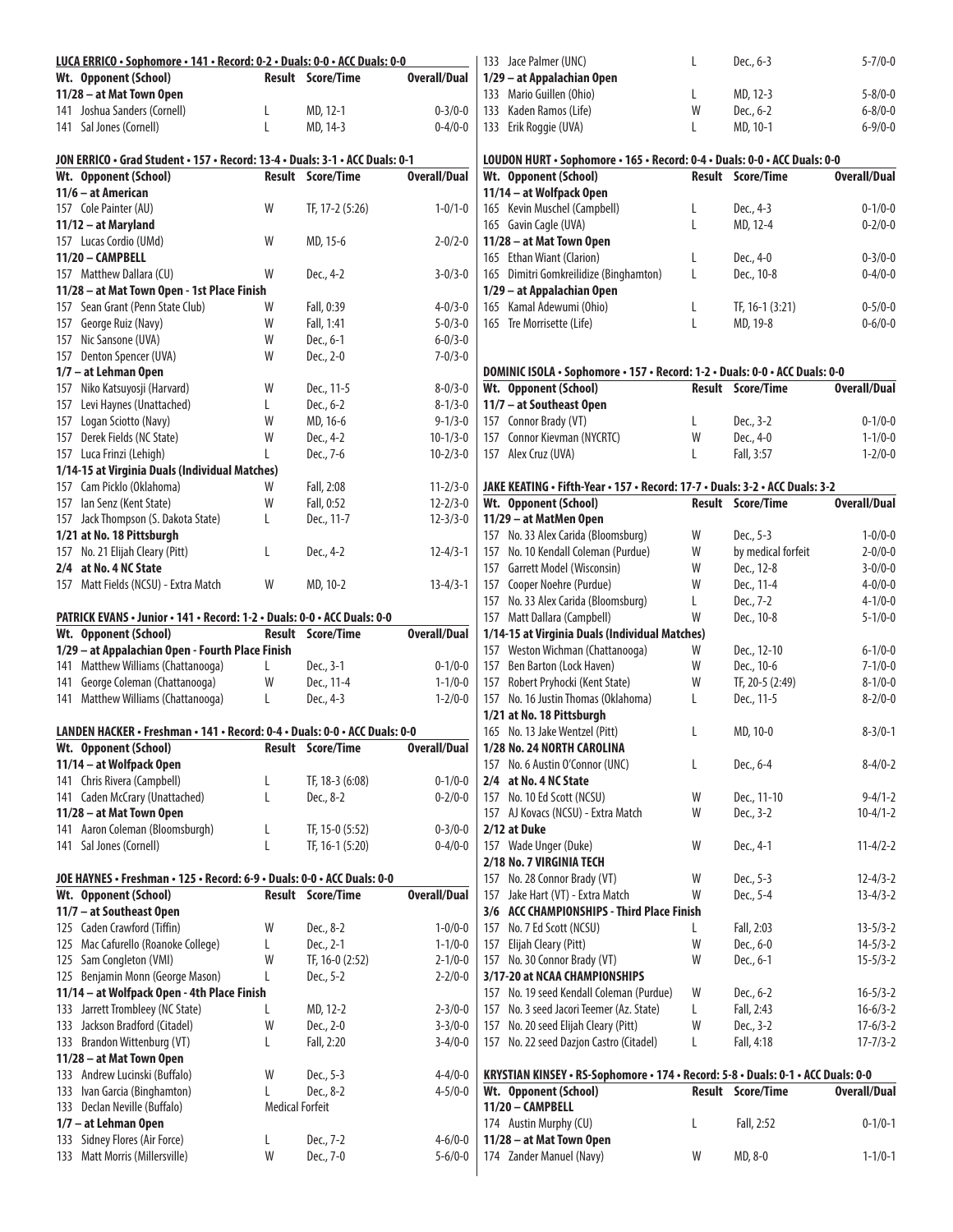**LUCA ERRICO • Sophomore • 141 • Record: 0-2 • Duals: 0-0 • ACC Duals: 0-0**

| Wt. | Opponent (School) | Result | Score/Time | Overall/Dual |
|---|---|---|---|---|
| | **11/28 – at Mat Town Open** | | | |
| 141 | Joshua Sanders (Cornell) | L | MD, 12-1 | 0-3/0-0 |
| 141 | Sal Jones (Cornell) | L | MD, 14-3 | 0-4/0-0 |

**JON ERRICO • Grad Student • 157 • Record: 13-4 • Duals: 3-1 • ACC Duals: 0-1**

| Wt. | Opponent (School) | Result | Score/Time | Overall/Dual |
|---|---|---|---|---|
| | **11/6 – at American** | | | |
| 157 | Cole Painter (AU) | W | TF, 17-2 (5:26) | 1-0/1-0 |
| | **11/12 – at Maryland** | | | |
| 157 | Lucas Cordio (UMd) | W | MD, 15-6 | 2-0/2-0 |
| | **11/20 – CAMPBELL** | | | |
| 157 | Matthew Dallara (CU) | W | Dec., 4-2 | 3-0/3-0 |
| | **11/28 – at Mat Town Open - 1st Place Finish** | | | |
| 157 | Sean Grant (Penn State Club) | W | Fall, 0:39 | 4-0/3-0 |
| 157 | George Ruiz (Navy) | W | Fall, 1:41 | 5-0/3-0 |
| 157 | Nic Sansone (UVA) | W | Dec., 6-1 | 6-0/3-0 |
| 157 | Denton Spencer (UVA) | W | Dec., 2-0 | 7-0/3-0 |
| | **1/7 – at Lehman Open** | | | |
| 157 | Niko Katsuyosji (Harvard) | W | Dec., 11-5 | 8-0/3-0 |
| 157 | Levi Haynes (Unattached) | L | Dec., 6-2 | 8-1/3-0 |
| 157 | Logan Sciotto (Navy) | W | MD, 16-6 | 9-1/3-0 |
| 157 | Derek Fields (NC State) | W | Dec., 4-2 | 10-1/3-0 |
| 157 | Luca Frinzi (Lehigh) | L | Dec., 7-6 | 10-2/3-0 |
| | **1/14-15 at Virginia Duals (Individual Matches)** | | | |
| 157 | Cam Picklo (Oklahoma) | W | Fall, 2:08 | 11-2/3-0 |
| 157 | Ian Senz (Kent State) | W | Fall, 0:52 | 12-2/3-0 |
| 157 | Jack Thompson (S. Dakota State) | L | Dec., 11-7 | 12-3/3-0 |
| | **1/21 at No. 18 Pittsburgh** | | | |
| 157 | No. 21 Elijah Cleary (Pitt) | L | Dec., 4-2 | 12-4/3-1 |
| | **2/4 at No. 4 NC State** | | | |
| 157 | Matt Fields (NCSU) - Extra Match | W | MD, 10-2 | 13-4/3-1 |

**PATRICK EVANS • Junior • 141 • Record: 1-2 • Duals: 0-0 • ACC Duals: 0-0**

| Wt. | Opponent (School) | Result | Score/Time | Overall/Dual |
|---|---|---|---|---|
| | **1/29 – at Appalachian Open - Fourth Place Finish** | | | |
| 141 | Matthew Williams (Chattanooga) | L | Dec., 3-1 | 0-1/0-0 |
| 141 | George Coleman (Chattanooga) | W | Dec., 11-4 | 1-1/0-0 |
| 141 | Matthew Williams (Chattanooga) | L | Dec., 4-3 | 1-2/0-0 |

**LANDEN HACKER • Freshman • 141 • Record: 0-4 • Duals: 0-0 • ACC Duals: 0-0**

| Wt. | Opponent (School) | Result | Score/Time | Overall/Dual |
|---|---|---|---|---|
| | **11/14 – at Wolfpack Open** | | | |
| 141 | Chris Rivera (Campbell) | L | TF, 18-3 (6:08) | 0-1/0-0 |
| 141 | Caden McCrary (Unattached) | L | Dec., 8-2 | 0-2/0-0 |
| | **11/28 – at Mat Town Open** | | | |
| 141 | Aaron Coleman (Bloomsburgh) | L | TF, 15-0 (5:52) | 0-3/0-0 |
| 141 | Sal Jones (Cornell) | L | TF, 16-1 (5:20) | 0-4/0-0 |

**JOE HAYNES • Freshman • 125 • Record: 6-9 • Duals: 0-0 • ACC Duals: 0-0**

| Wt. | Opponent (School) | Result | Score/Time | Overall/Dual |
|---|---|---|---|---|
| | **11/7 – at Southeast Open** | | | |
| 125 | Caden Crawford (Tiffin) | W | Dec., 8-2 | 1-0/0-0 |
| 125 | Mac Cafurello (Roanoke College) | L | Dec., 2-1 | 1-1/0-0 |
| 125 | Sam Congleton (VMI) | W | TF, 16-0 (2:52) | 2-1/0-0 |
| 125 | Benjamin Monn (George Mason) | L | Dec., 5-2 | 2-2/0-0 |
| | **11/14 – at Wolfpack Open - 4th Place Finish** | | | |
| 133 | Jarrett Trombleey (NC State) | L | MD, 12-2 | 2-3/0-0 |
| 133 | Jackson Bradford (Citadel) | W | Dec., 2-0 | 3-3/0-0 |
| 133 | Brandon Wittenburg (VT) | L | Fall, 2:20 | 3-4/0-0 |
| | **11/28 – at Mat Town Open** | | | |
| 133 | Andrew Lucinski (Buffalo) | W | Dec., 5-3 | 4-4/0-0 |
| 133 | Ivan Garcia (Binghamton) | L | Dec., 8-2 | 4-5/0-0 |
| 133 | Declan Neville (Buffalo) | Medical Forfeit | | |
| | **1/7 – at Lehman Open** | | | |
| 133 | Sidney Flores (Air Force) | L | Dec., 7-2 | 4-6/0-0 |
| 133 | Matt Morris (Millersville) | W | Dec., 7-0 | 5-6/0-0 |
| 133 | Jace Palmer (UNC) | L | Dec., 6-3 | 5-7/0-0 |
| | **1/29 – at Appalachian Open** | | | |
| 133 | Mario Guillen (Ohio) | L | MD, 12-3 | 5-8/0-0 |
| 133 | Kaden Ramos (Life) | W | Dec., 6-2 | 6-8/0-0 |
| 133 | Erik Roggie (UVA) | L | MD, 10-1 | 6-9/0-0 |

**LOUDON HURT • Sophomore • 165 • Record: 0-4 • Duals: 0-0 • ACC Duals: 0-0**

| Wt. | Opponent (School) | Result | Score/Time | Overall/Dual |
|---|---|---|---|---|
| | **11/14 – at Wolfpack Open** | | | |
| 165 | Kevin Muschel (Campbell) | L | Dec., 4-3 | 0-1/0-0 |
| 165 | Gavin Cagle (UVA) | L | MD, 12-4 | 0-2/0-0 |
| | **11/28 – at Mat Town Open** | | | |
| 165 | Ethan Wiant (Clarion) | L | Dec., 4-0 | 0-3/0-0 |
| 165 | Dimitri Gomkreilidize (Binghamton) | L | Dec., 10-8 | 0-4/0-0 |
| | **1/29 – at Appalachian Open** | | | |
| 165 | Kamal Adewumi (Ohio) | L | TF, 16-1 (3:21) | 0-5/0-0 |
| 165 | Tre Morrisette (Life) | L | MD, 19-8 | 0-6/0-0 |

**DOMINIC ISOLA • Sophomore • 157 • Record: 1-2 • Duals: 0-0 • ACC Duals: 0-0**

| Wt. | Opponent (School) | Result | Score/Time | Overall/Dual |
|---|---|---|---|---|
| | **11/7 – at Southeast Open** | | | |
| 157 | Connor Brady (VT) | L | Dec., 3-2 | 0-1/0-0 |
| 157 | Connor Kievman (NYCRTC) | W | Dec., 4-0 | 1-1/0-0 |
| 157 | Alex Cruz (UVA) | L | Fall, 3:57 | 1-2/0-0 |

**JAKE KEATING • Fifth-Year • 157 • Record: 17-7 • Duals: 3-2 • ACC Duals: 3-2**

| Wt. | Opponent (School) | Result | Score/Time | Overall/Dual |
|---|---|---|---|---|
| | **11/29 – at MatMen Open** | | | |
| 157 | No. 33 Alex Carida (Bloomsburg) | W | Dec., 5-3 | 1-0/0-0 |
| 157 | No. 10 Kendall Coleman (Purdue) | W | by medical forfeit | 2-0/0-0 |
| 157 | Garrett Model (Wisconsin) | W | Dec., 12-8 | 3-0/0-0 |
| 157 | Cooper Noehre (Purdue) | W | Dec., 11-4 | 4-0/0-0 |
| 157 | No. 33 Alex Carida (Bloomsburg) | L | Dec., 7-2 | 4-1/0-0 |
| 157 | Matt Dallara (Campbell) | W | Dec., 10-8 | 5-1/0-0 |
| | **1/14-15 at Virginia Duals (Individual Matches)** | | | |
| 157 | Weston Wichman (Chattanooga) | W | Dec., 12-10 | 6-1/0-0 |
| 157 | Ben Barton (Lock Haven) | W | Dec., 10-6 | 7-1/0-0 |
| 157 | Robert Pryhocki (Kent State) | W | TF, 20-5 (2:49) | 8-1/0-0 |
| 157 | No. 16 Justin Thomas (Oklahoma) | L | Dec., 11-5 | 8-2/0-0 |
| | **1/21 at No. 18 Pittsburgh** | | | |
| 165 | No. 13 Jake Wentzel (Pitt) | L | MD, 10-0 | 8-3/0-1 |
| | **1/28 No. 24 NORTH CAROLINA** | | | |
| 157 | No. 6 Austin O'Connor (UNC) | L | Dec., 6-4 | 8-4/0-2 |
| | **2/4 at No. 4 NC State** | | | |
| 157 | No. 10 Ed Scott (NCSU) | W | Dec., 11-10 | 9-4/1-2 |
| 157 | AJ Kovacs (NCSU) - Extra Match | W | Dec., 3-2 | 10-4/1-2 |
| | **2/12 at Duke** | | | |
| 157 | Wade Unger (Duke) | W | Dec., 4-1 | 11-4/2-2 |
| | **2/18 No. 7 VIRGINIA TECH** | | | |
| 157 | No. 28 Connor Brady (VT) | W | Dec., 5-3 | 12-4/3-2 |
| 157 | Jake Hart (VT) - Extra Match | W | Dec., 5-4 | 13-4/3-2 |
| | **3/6 ACC CHAMPIONSHIPS - Third Place Finish** | | | |
| 157 | No. 7 Ed Scott (NCSU) | L | Fall, 2:03 | 13-5/3-2 |
| 157 | Elijah Cleary (Pitt) | W | Dec., 6-0 | 14-5/3-2 |
| 157 | No. 30 Connor Brady (VT) | W | Dec., 6-1 | 15-5/3-2 |
| | **3/17-20 at NCAA CHAMPIONSHIPS** | | | |
| 157 | No. 19 seed Kendall Coleman (Purdue) | W | Dec., 6-2 | 16-5/3-2 |
| 157 | No. 3 seed Jacori Teemer (Az. State) | L | Fall, 2:43 | 16-6/3-2 |
| 157 | No. 20 seed Elijah Cleary (Pitt) | W | Dec., 3-2 | 17-6/3-2 |
| 157 | No. 22 seed Dazjon Castro (Citadel) | L | Fall, 4:18 | 17-7/3-2 |

**KRYSTIAN KINSEY • RS-Sophomore • 174 • Record: 5-8 • Duals: 0-1 • ACC Duals: 0-0**

| Wt. | Opponent (School) | Result | Score/Time | Overall/Dual |
|---|---|---|---|---|
| | **11/20 – CAMPBELL** | | | |
| 174 | Austin Murphy (CU) | L | Fall, 2:52 | 0-1/0-1 |
| | **11/28 – at Mat Town Open** | | | |
| 174 | Zander Manuel (Navy) | W | MD, 8-0 | 1-1/0-1 |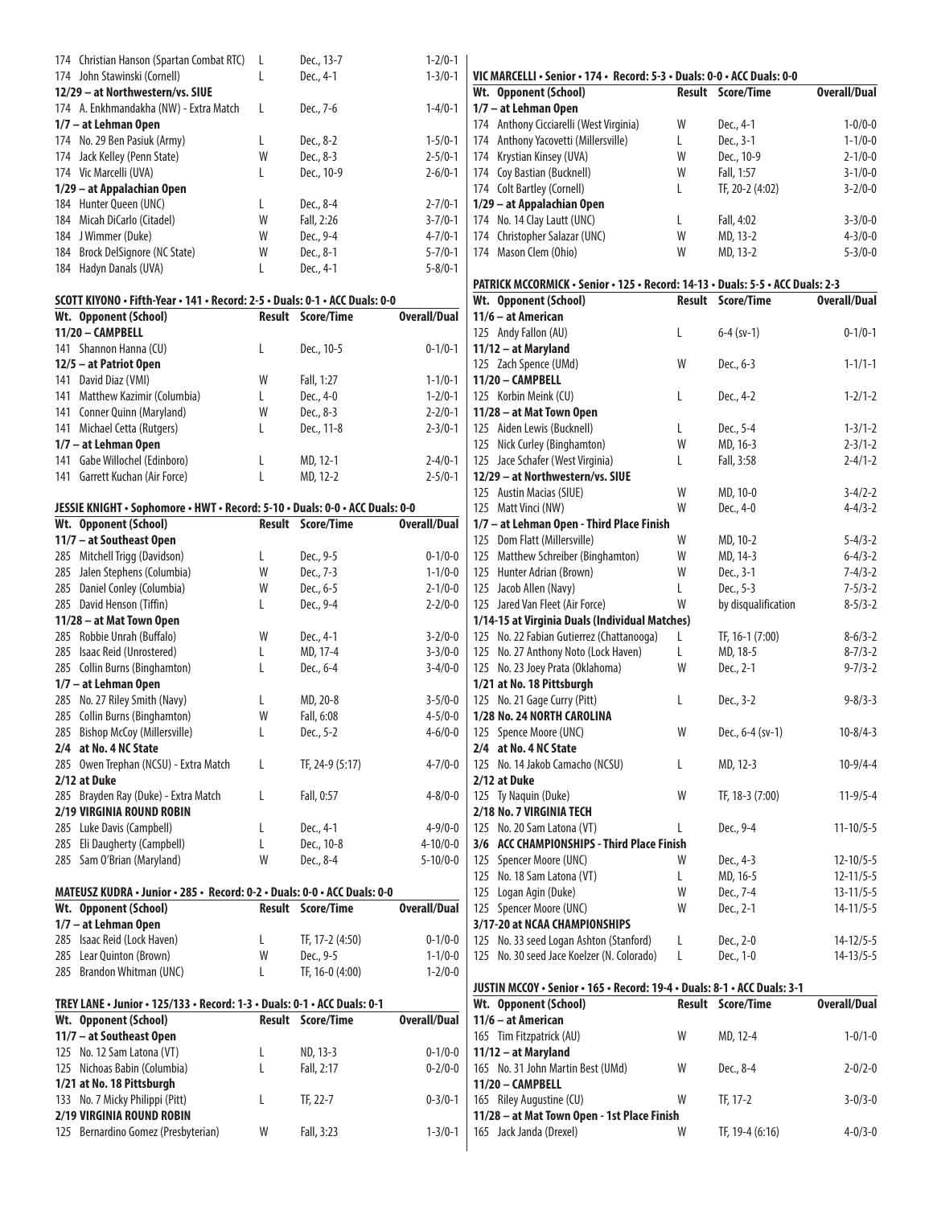| Wt. | Opponent (School) | Result | Score/Time | Overall/Dual |
|---|---|---|---|---|
| 174 | Christian Hanson (Spartan Combat RTC) | L | Dec., 13-7 | 1-2/0-1 |
| 174 | John Stawinski (Cornell) | L | Dec., 4-1 | 1-3/0-1 |
| **12/29 – at Northwestern/vs. SIUE** | | | | |
| 174 | A. Enkhmandakha (NW) - Extra Match | L | Dec., 7-6 | 1-4/0-1 |
| **1/7 – at Lehman Open** | | | | |
| 174 | No. 29 Ben Pasiuk (Army) | L | Dec., 8-2 | 1-5/0-1 |
| 174 | Jack Kelley (Penn State) | W | Dec., 8-3 | 2-5/0-1 |
| 174 | Vic Marcelli (UVA) | L | Dec., 10-9 | 2-6/0-1 |
| **1/29 – at Appalachian Open** | | | | |
| 184 | Hunter Queen (UNC) | L | Dec., 8-4 | 2-7/0-1 |
| 184 | Micah DiCarlo (Citadel) | W | Fall, 2:26 | 3-7/0-1 |
| 184 | J Wimmer (Duke) | W | Dec., 9-4 | 4-7/0-1 |
| 184 | Brock DelSignore (NC State) | W | Dec., 8-1 | 5-7/0-1 |
| 184 | Hadyn Danals (UVA) | L | Dec., 4-1 | 5-8/0-1 |

**SCOTT KIYONO • Fifth-Year • 141 • Record: 2-5 • Duals: 0-1 • ACC Duals: 0-0**

| Wt. | Opponent (School) | Result | Score/Time | Overall/Dual |
|---|---|---|---|---|
| **11/20 – CAMPBELL** | | | | |
| 141 | Shannon Hanna (CU) | L | Dec., 10-5 | 0-1/0-1 |
| **12/5 – at Patriot Open** | | | | |
| 141 | David Diaz (VMI) | W | Fall, 1:27 | 1-1/0-1 |
| 141 | Matthew Kazimir (Columbia) | L | Dec., 4-0 | 1-2/0-1 |
| 141 | Conner Quinn (Maryland) | W | Dec., 8-3 | 2-2/0-1 |
| 141 | Michael Cetta (Rutgers) | L | Dec., 11-8 | 2-3/0-1 |
| **1/7 – at Lehman Open** | | | | |
| 141 | Gabe Willochel (Edinboro) | L | MD, 12-1 | 2-4/0-1 |
| 141 | Garrett Kuchan (Air Force) | L | MD, 12-2 | 2-5/0-1 |

**JESSIE KNIGHT • Sophomore • HWT • Record: 5-10 • Duals: 0-0 • ACC Duals: 0-0**

| Wt. | Opponent (School) | Result | Score/Time | Overall/Dual |
|---|---|---|---|---|
| **11/7 – at Southeast Open** | | | | |
| 285 | Mitchell Trigg (Davidson) | L | Dec., 9-5 | 0-1/0-0 |
| 285 | Jalen Stephens (Columbia) | W | Dec., 7-3 | 1-1/0-0 |
| 285 | Daniel Conley (Columbia) | W | Dec., 6-5 | 2-1/0-0 |
| 285 | David Henson (Tiffin) | L | Dec., 9-4 | 2-2/0-0 |
| **11/28 – at Mat Town Open** | | | | |
| 285 | Robbie Unrah (Buffalo) | W | Dec., 4-1 | 3-2/0-0 |
| 285 | Isaac Reid (Unrostered) | L | MD, 17-4 | 3-3/0-0 |
| 285 | Collin Burns (Binghamton) | L | Dec., 6-4 | 3-4/0-0 |
| **1/7 – at Lehman Open** | | | | |
| 285 | No. 27 Riley Smith (Navy) | L | MD, 20-8 | 3-5/0-0 |
| 285 | Collin Burns (Binghamton) | W | Fall, 6:08 | 4-5/0-0 |
| 285 | Bishop McCoy (Millersville) | L | Dec., 5-2 | 4-6/0-0 |
| **2/4 at No. 4 NC State** | | | | |
| 285 | Owen Trephan (NCSU) - Extra Match | L | TF, 24-9 (5:17) | 4-7/0-0 |
| **2/12 at Duke** | | | | |
| 285 | Brayden Ray (Duke) - Extra Match | L | Fall, 0:57 | 4-8/0-0 |
| **2/19 VIRGINIA ROUND ROBIN** | | | | |
| 285 | Luke Davis (Campbell) | L | Dec., 4-1 | 4-9/0-0 |
| 285 | Eli Daugherty (Campbell) | L | Dec., 10-8 | 4-10/0-0 |
| 285 | Sam O'Brian (Maryland) | W | Dec., 8-4 | 5-10/0-0 |

**MATEUSZ KUDRA • Junior • 285 • Record: 0-2 • Duals: 0-0 • ACC Duals: 0-0**

| Wt. | Opponent (School) | Result | Score/Time | Overall/Dual |
|---|---|---|---|---|
| **1/7 – at Lehman Open** | | | | |
| 285 | Isaac Reid (Lock Haven) | L | TF, 17-2 (4:50) | 0-1/0-0 |
| 285 | Lear Quinton (Brown) | W | Dec., 9-5 | 1-1/0-0 |
| 285 | Brandon Whitman (UNC) | L | TF, 16-0 (4:00) | 1-2/0-0 |

**TREY LANE • Junior • 125/133 • Record: 1-3 • Duals: 0-1 • ACC Duals: 0-1**

| Wt. | Opponent (School) | Result | Score/Time | Overall/Dual |
|---|---|---|---|---|
| **11/7 – at Southeast Open** | | | | |
| 125 | No. 12 Sam Latona (VT) | L | ND, 13-3 | 0-1/0-0 |
| 125 | Nichoas Babin (Columbia) | L | Fall, 2:17 | 0-2/0-0 |
| **1/21 at No. 18 Pittsburgh** | | | | |
| 133 | No. 7 Micky Philippi (Pitt) | L | TF, 22-7 | 0-3/0-1 |
| **2/19 VIRGINIA ROUND ROBIN** | | | | |
| 125 | Bernardino Gomez (Presbyterian) | W | Fall, 3:23 | 1-3/0-1 |

**VIC MARCELLI • Senior • 174 • Record: 5-3 • Duals: 0-0 • ACC Duals: 0-0**

| Wt. | Opponent (School) | Result | Score/Time | Overall/Dual |
|---|---|---|---|---|
| **1/7 – at Lehman Open** | | | | |
| 174 | Anthony Cicciarelli (West Virginia) | W | Dec., 4-1 | 1-0/0-0 |
| 174 | Anthony Yacovetti (Millersville) | L | Dec., 3-1 | 1-1/0-0 |
| 174 | Krystian Kinsey (UVA) | W | Dec., 10-9 | 2-1/0-0 |
| 174 | Coy Bastian (Bucknell) | W | Fall, 1:57 | 3-1/0-0 |
| 174 | Colt Bartley (Cornell) | L | TF, 20-2 (4:02) | 3-2/0-0 |
| **1/29 – at Appalachian Open** | | | | |
| 174 | No. 14 Clay Lautt (UNC) | L | Fall, 4:02 | 3-3/0-0 |
| 174 | Christopher Salazar (UNC) | W | MD, 13-2 | 4-3/0-0 |
| 174 | Mason Clem (Ohio) | W | MD, 13-2 | 5-3/0-0 |

**PATRICK MCCORMICK • Senior • 125 • Record: 14-13 • Duals: 5-5 • ACC Duals: 2-3**

| Wt. | Opponent (School) | Result | Score/Time | Overall/Dual |
|---|---|---|---|---|
| **11/6 – at American** | | | | |
| 125 | Andy Fallon (AU) | L | 6-4 (sv-1) | 0-1/0-1 |
| **11/12 – at Maryland** | | | | |
| 125 | Zach Spence (UMd) | W | Dec., 6-3 | 1-1/1-1 |
| **11/20 – CAMPBELL** | | | | |
| 125 | Korbin Meink (CU) | L | Dec., 4-2 | 1-2/1-2 |
| **11/28 – at Mat Town Open** | | | | |
| 125 | Aiden Lewis (Bucknell) | L | Dec., 5-4 | 1-3/1-2 |
| 125 | Nick Curley (Binghamton) | W | MD, 16-3 | 2-3/1-2 |
| 125 | Jace Schafer (West Virginia) | L | Fall, 3:58 | 2-4/1-2 |
| **12/29 – at Northwestern/vs. SIUE** | | | | |
| 125 | Austin Macias (SIUE) | W | MD, 10-0 | 3-4/2-2 |
| 125 | Matt Vinci (NW) | W | Dec., 4-0 | 4-4/3-2 |
| **1/7 – at Lehman Open - Third Place Finish** | | | | |
| 125 | Dom Flatt (Millersville) | W | MD, 10-2 | 5-4/3-2 |
| 125 | Matthew Schreiber (Binghamton) | W | MD, 14-3 | 6-4/3-2 |
| 125 | Hunter Adrian (Brown) | W | Dec., 3-1 | 7-4/3-2 |
| 125 | Jacob Allen (Navy) | L | Dec., 5-3 | 7-5/3-2 |
| 125 | Jared Van Fleet (Air Force) | W | by disqualification | 8-5/3-2 |
| **1/14-15 at Virginia Duals (Individual Matches)** | | | | |
| 125 | No. 22 Fabian Gutierrez (Chattanooga) | L | TF, 16-1 (7:00) | 8-6/3-2 |
| 125 | No. 27 Anthony Noto (Lock Haven) | L | MD, 18-5 | 8-7/3-2 |
| 125 | No. 23 Joey Prata (Oklahoma) | W | Dec., 2-1 | 9-7/3-2 |
| **1/21 at No. 18 Pittsburgh** | | | | |
| 125 | No. 21 Gage Curry (Pitt) | L | Dec., 3-2 | 9-8/3-3 |
| **1/28 No. 24 NORTH CAROLINA** | | | | |
| 125 | Spence Moore (UNC) | W | Dec., 6-4 (sv-1) | 10-8/4-3 |
| **2/4 at No. 4 NC State** | | | | |
| 125 | No. 14 Jakob Camacho (NCSU) | L | MD, 12-3 | 10-9/4-4 |
| **2/12 at Duke** | | | | |
| 125 | Ty Naquin (Duke) | W | TF, 18-3 (7:00) | 11-9/5-4 |
| **2/18 No. 7 VIRGINIA TECH** | | | | |
| 125 | No. 20 Sam Latona (VT) | L | Dec., 9-4 | 11-10/5-5 |
| **3/6 ACC CHAMPIONSHIPS - Third Place Finish** | | | | |
| 125 | Spencer Moore (UNC) | W | Dec., 4-3 | 12-10/5-5 |
| 125 | No. 18 Sam Latona (VT) | L | MD, 16-5 | 12-11/5-5 |
| 125 | Logan Agin (Duke) | W | Dec., 7-4 | 13-11/5-5 |
| 125 | Spencer Moore (UNC) | W | Dec., 2-1 | 14-11/5-5 |
| **3/17-20 at NCAA CHAMPIONSHIPS** | | | | |
| 125 | No. 33 seed Logan Ashton (Stanford) | L | Dec., 2-0 | 14-12/5-5 |
| 125 | No. 30 seed Jace Koelzer (N. Colorado) | L | Dec., 1-0 | 14-13/5-5 |

**JUSTIN MCCOY • Senior • 165 • Record: 19-4 • Duals: 8-1 • ACC Duals: 3-1**

| Wt. | Opponent (School) | Result | Score/Time | Overall/Dual |
|---|---|---|---|---|
| **11/6 – at American** | | | | |
| 165 | Tim Fitzpatrick (AU) | W | MD, 12-4 | 1-0/1-0 |
| **11/12 – at Maryland** | | | | |
| 165 | No. 31 John Martin Best (UMd) | W | Dec., 8-4 | 2-0/2-0 |
| **11/20 – CAMPBELL** | | | | |
| 165 | Riley Augustine (CU) | W | TF, 17-2 | 3-0/3-0 |
| **11/28 – at Mat Town Open - 1st Place Finish** | | | | |
| 165 | Jack Janda (Drexel) | W | TF, 19-4 (6:16) | 4-0/3-0 |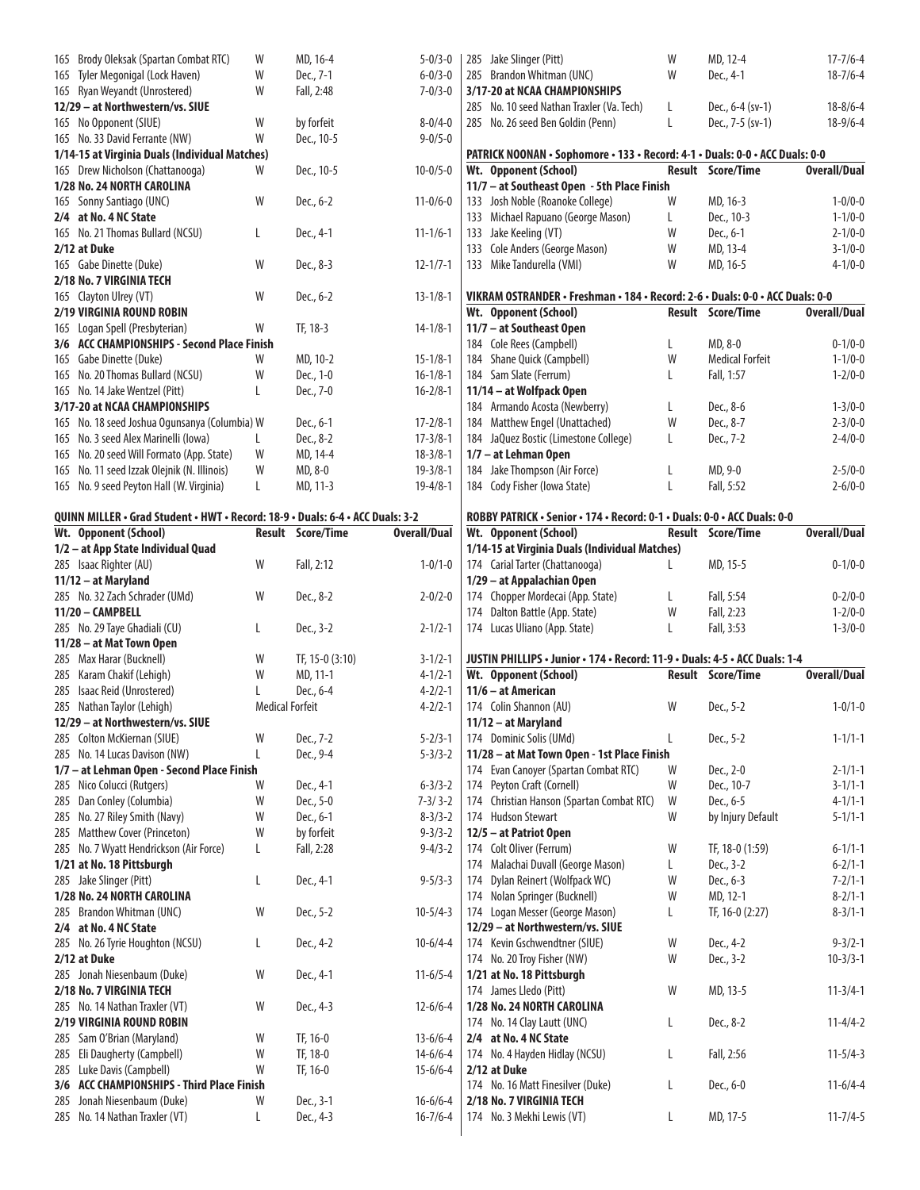| Wt. Opponent (School) | Result | Score/Time | Overall/Dual |
|---|---|---|---|
| 165 Brody Oleksak (Spartan Combat RTC) | W | MD, 16-4 | 5-0/3-0 |
| 165 Tyler Megonigal (Lock Haven) | W | Dec., 7-1 | 6-0/3-0 |
| 165 Ryan Weyandt (Unrostered) | W | Fall, 2:48 | 7-0/3-0 |
| **12/29 – at Northwestern/vs. SIUE** | | | |
| 165 No Opponent (SIUE) | W | by forfeit | 8-0/4-0 |
| 165 No. 33 David Ferrante (NW) | W | Dec., 10-5 | 9-0/5-0 |
| **1/14-15 at Virginia Duals (Individual Matches)** | | | |
| 165 Drew Nicholson (Chattanooga) | W | Dec., 10-5 | 10-0/5-0 |
| **1/28 No. 24 NORTH CAROLINA** | | | |
| 165 Sonny Santiago (UNC) | W | Dec., 6-2 | 11-0/6-0 |
| **2/4 at No. 4 NC State** | | | |
| 165 No. 21 Thomas Bullard (NCSU) | L | Dec., 4-1 | 11-1/6-1 |
| **2/12 at Duke** | | | |
| 165 Gabe Dinette (Duke) | W | Dec., 8-3 | 12-1/7-1 |
| **2/18 No. 7 VIRGINIA TECH** | | | |
| 165 Clayton Ulrey (VT) | W | Dec., 6-2 | 13-1/8-1 |
| **2/19 VIRGINIA ROUND ROBIN** | | | |
| 165 Logan Spell (Presbyterian) | W | TF, 18-3 | 14-1/8-1 |
| **3/6 ACC CHAMPIONSHIPS - Second Place Finish** | | | |
| 165 Gabe Dinette (Duke) | W | MD, 10-2 | 15-1/8-1 |
| 165 No. 20 Thomas Bullard (NCSU) | W | Dec., 1-0 | 16-1/8-1 |
| 165 No. 14 Jake Wentzel (Pitt) | L | Dec., 7-0 | 16-2/8-1 |
| **3/17-20 at NCAA CHAMPIONSHIPS** | | | |
| 165 No. 18 seed Joshua Ogunsanya (Columbia) | W | Dec., 6-1 | 17-2/8-1 |
| 165 No. 3 seed Alex Marinelli (Iowa) | L | Dec., 8-2 | 17-3/8-1 |
| 165 No. 20 seed Will Formato (App. State) | W | MD, 14-4 | 18-3/8-1 |
| 165 No. 11 seed Izzak Olejnik (N. Illinois) | W | MD, 8-0 | 19-3/8-1 |
| 165 No. 9 seed Peyton Hall (W. Virginia) | L | MD, 11-3 | 19-4/8-1 |

**QUINN MILLER • Grad Student • HWT • Record: 18-9 • Duals: 6-4 • ACC Duals: 3-2**

| Wt. Opponent (School) | Result | Score/Time | Overall/Dual |
|---|---|---|---|
| **1/2 – at App State Individual Quad** | | | |
| 285 Isaac Righter (AU) | W | Fall, 2:12 | 1-0/1-0 |
| **11/12 – at Maryland** | | | |
| 285 No. 32 Zach Schrader (UMd) | W | Dec., 8-2 | 2-0/2-0 |
| **11/20 – CAMPBELL** | | | |
| 285 No. 29 Taye Ghadiali (CU) | L | Dec., 3-2 | 2-1/2-1 |
| **11/28 – at Mat Town Open** | | | |
| 285 Max Harar (Bucknell) | W | TF, 15-0 (3:10) | 3-1/2-1 |
| 285 Karam Chakif (Lehigh) | W | MD, 11-1 | 4-1/2-1 |
| 285 Isaac Reid (Unrostered) | L | Dec., 6-4 | 4-2/2-1 |
| 285 Nathan Taylor (Lehigh) | Medical Forfeit | | 4-2/2-1 |
| **12/29 – at Northwestern/vs. SIUE** | | | |
| 285 Colton McKiernan (SIUE) | W | Dec., 7-2 | 5-2/3-1 |
| 285 No. 14 Lucas Davison (NW) | L | Dec., 9-4 | 5-3/3-2 |
| **1/7 – at Lehman Open - Second Place Finish** | | | |
| 285 Nico Colucci (Rutgers) | W | Dec., 4-1 | 6-3/3-2 |
| 285 Dan Conley (Columbia) | W | Dec., 5-0 | 7-3/ 3-2 |
| 285 No. 27 Riley Smith (Navy) | W | Dec., 6-1 | 8-3/3-2 |
| 285 Matthew Cover (Princeton) | W | by forfeit | 9-3/3-2 |
| 285 No. 7 Wyatt Hendrickson (Air Force) | L | Fall, 2:28 | 9-4/3-2 |
| **1/21 at No. 18 Pittsburgh** | | | |
| 285 Jake Slinger (Pitt) | L | Dec., 4-1 | 9-5/3-3 |
| **1/28 No. 24 NORTH CAROLINA** | | | |
| 285 Brandon Whitman (UNC) | W | Dec., 5-2 | 10-5/4-3 |
| **2/4 at No. 4 NC State** | | | |
| 285 No. 26 Tyrie Houghton (NCSU) | L | Dec., 4-2 | 10-6/4-4 |
| **2/12 at Duke** | | | |
| 285 Jonah Niesenbaum (Duke) | W | Dec., 4-1 | 11-6/5-4 |
| **2/18 No. 7 VIRGINIA TECH** | | | |
| 285 No. 14 Nathan Traxler (VT) | W | Dec., 4-3 | 12-6/6-4 |
| **2/19 VIRGINIA ROUND ROBIN** | | | |
| 285 Sam O'Brian (Maryland) | W | TF, 16-0 | 13-6/6-4 |
| 285 Eli Daugherty (Campbell) | W | TF, 18-0 | 14-6/6-4 |
| 285 Luke Davis (Campbell) | W | TF, 16-0 | 15-6/6-4 |
| **3/6 ACC CHAMPIONSHIPS - Third Place Finish** | | | |
| 285 Jonah Niesenbaum (Duke) | W | Dec., 3-1 | 16-6/6-4 |
| 285 No. 14 Nathan Traxler (VT) | L | Dec., 4-3 | 16-7/6-4 |
| 285 Jake Slinger (Pitt) | W | MD, 12-4 | 17-7/6-4 |
| 285 Brandon Whitman (UNC) | W | Dec., 4-1 | 18-7/6-4 |
| **3/17-20 at NCAA CHAMPIONSHIPS** | | | |
| 285 No. 10 seed Nathan Traxler (Va. Tech) | L | Dec., 6-4 (sv-1) | 18-8/6-4 |
| 285 No. 26 seed Ben Goldin (Penn) | L | Dec., 7-5 (sv-1) | 18-9/6-4 |

**PATRICK NOONAN • Sophomore • 133 • Record: 4-1 • Duals: 0-0 • ACC Duals: 0-0**

| Wt. Opponent (School) | Result | Score/Time | Overall/Dual |
|---|---|---|---|
| **11/7 – at Southeast Open - 5th Place Finish** | | | |
| 133 Josh Noble (Roanoke College) | W | MD, 16-3 | 1-0/0-0 |
| 133 Michael Rapuano (George Mason) | L | Dec., 10-3 | 1-1/0-0 |
| 133 Jake Keeling (VT) | W | Dec., 6-1 | 2-1/0-0 |
| 133 Cole Anders (George Mason) | W | MD, 13-4 | 3-1/0-0 |
| 133 Mike Tandurella (VMI) | W | MD, 16-5 | 4-1/0-0 |

**VIKRAM OSTRANDER • Freshman • 184 • Record: 2-6 • Duals: 0-0 • ACC Duals: 0-0**

| Wt. Opponent (School) | Result | Score/Time | Overall/Dual |
|---|---|---|---|
| **11/7 – at Southeast Open** | | | |
| 184 Cole Rees (Campbell) | L | MD, 8-0 | 0-1/0-0 |
| 184 Shane Quick (Campbell) | W | Medical Forfeit | 1-1/0-0 |
| 184 Sam Slate (Ferrum) | L | Fall, 1:57 | 1-2/0-0 |
| **11/14 – at Wolfpack Open** | | | |
| 184 Armando Acosta (Newberry) | L | Dec., 8-6 | 1-3/0-0 |
| 184 Matthew Engel (Unattached) | W | Dec., 8-7 | 2-3/0-0 |
| 184 JaQuez Bostic (Limestone College) | L | Dec., 7-2 | 2-4/0-0 |
| **1/7 – at Lehman Open** | | | |
| 184 Jake Thompson (Air Force) | L | MD, 9-0 | 2-5/0-0 |
| 184 Cody Fisher (Iowa State) | L | Fall, 5:52 | 2-6/0-0 |

**ROBBY PATRICK • Senior • 174 • Record: 0-1 • Duals: 0-0 • ACC Duals: 0-0**

| Wt. Opponent (School) | Result | Score/Time | Overall/Dual |
|---|---|---|---|
| **1/14-15 at Virginia Duals (Individual Matches)** | | | |
| 174 Carial Tarter (Chattanooga) | L | MD, 15-5 | 0-1/0-0 |
| **1/29 – at Appalachian Open** | | | |
| 174 Chopper Mordecai (App. State) | L | Fall, 5:54 | 0-2/0-0 |
| 174 Dalton Battle (App. State) | W | Fall, 2:23 | 1-2/0-0 |
| 174 Lucas Uliano (App. State) | L | Fall, 3:53 | 1-3/0-0 |

**JUSTIN PHILLIPS • Junior • 174 • Record: 11-9 • Duals: 4-5 • ACC Duals: 1-4**

| Wt. Opponent (School) | Result | Score/Time | Overall/Dual |
|---|---|---|---|
| **11/6 – at American** | | | |
| 174 Colin Shannon (AU) | W | Dec., 5-2 | 1-0/1-0 |
| **11/12 – at Maryland** | | | |
| 174 Dominic Solis (UMd) | L | Dec., 5-2 | 1-1/1-1 |
| **11/28 – at Mat Town Open - 1st Place Finish** | | | |
| 174 Evan Canoyer (Spartan Combat RTC) | W | Dec., 2-0 | 2-1/1-1 |
| 174 Peyton Craft (Cornell) | W | Dec., 10-7 | 3-1/1-1 |
| 174 Christian Hanson (Spartan Combat RTC) | W | Dec., 6-5 | 4-1/1-1 |
| 174 Hudson Stewart | W | by Injury Default | 5-1/1-1 |
| **12/5 – at Patriot Open** | | | |
| 174 Colt Oliver (Ferrum) | W | TF, 18-0 (1:59) | 6-1/1-1 |
| 174 Malachai Duvall (George Mason) | L | Dec., 3-2 | 6-2/1-1 |
| 174 Dylan Reinert (Wolfpack WC) | W | Dec., 6-3 | 7-2/1-1 |
| 174 Nolan Springer (Bucknell) | W | MD, 12-1 | 8-2/1-1 |
| 174 Logan Messer (George Mason) | L | TF, 16-0 (2:27) | 8-3/1-1 |
| **12/29 – at Northwestern/vs. SIUE** | | | |
| 174 Kevin Gschwendtner (SIUE) | W | Dec., 4-2 | 9-3/2-1 |
| 174 No. 20 Troy Fisher (NW) | W | Dec., 3-2 | 10-3/3-1 |
| **1/21 at No. 18 Pittsburgh** | | | |
| 174 James Lledo (Pitt) | W | MD, 13-5 | 11-3/4-1 |
| **1/28 No. 24 NORTH CAROLINA** | | | |
| 174 No. 14 Clay Lautt (UNC) | L | Dec., 8-2 | 11-4/4-2 |
| **2/4 at No. 4 NC State** | | | |
| 174 No. 4 Hayden Hidlay (NCSU) | L | Fall, 2:56 | 11-5/4-3 |
| **2/12 at Duke** | | | |
| 174 No. 16 Matt Finesilver (Duke) | L | Dec., 6-0 | 11-6/4-4 |
| **2/18 No. 7 VIRGINIA TECH** | | | |
| 174 No. 3 Mekhi Lewis (VT) | L | MD, 17-5 | 11-7/4-5 |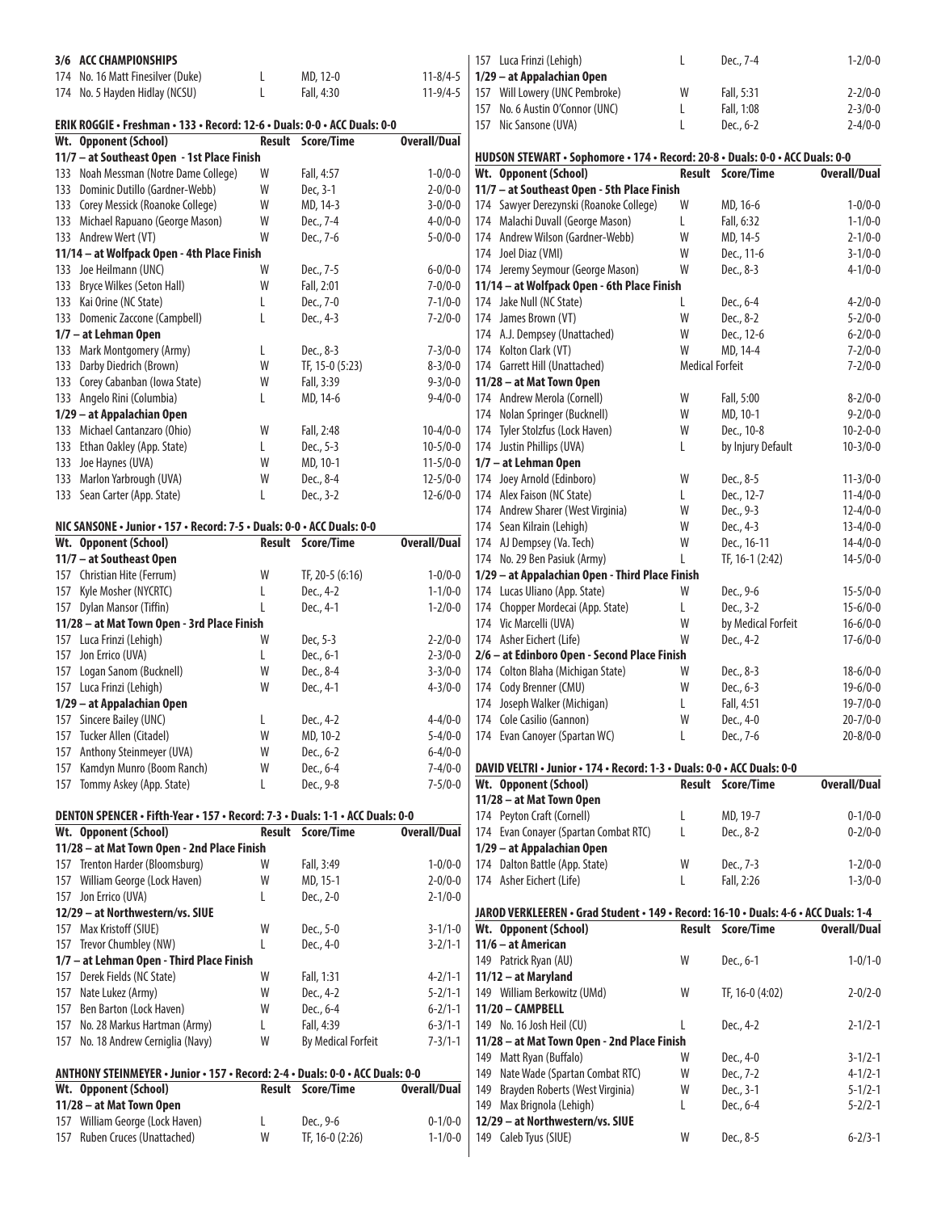**3/6 ACC CHAMPIONSHIPS**

| Wt. | Opponent (School) | Result | Score/Time | Overall/Dual |
|---|---|---|---|---|
| 174 | No. 16 Matt Finesilver (Duke) | L | MD, 12-0 | 11-8/4-5 |
| 174 | No. 5 Hayden Hidlay (NCSU) | L | Fall, 4:30 | 11-9/4-5 |

**ERIK ROGGIE • Freshman • 133 • Record: 12-6 • Duals: 0-0 • ACC Duals: 0-0**

| Wt. | Opponent (School) | Result | Score/Time | Overall/Dual |
|---|---|---|---|---|
| **11/7 – at Southeast Open - 1st Place Finish** | | | | |
| 133 | Noah Messman (Notre Dame College) | W | Fall, 4:57 | 1-0/0-0 |
| 133 | Dominic Dutillo (Gardner-Webb) | W | Dec, 3-1 | 2-0/0-0 |
| 133 | Corey Messick (Roanoke College) | W | MD, 14-3 | 3-0/0-0 |
| 133 | Michael Rapuano (George Mason) | W | Dec., 7-4 | 4-0/0-0 |
| 133 | Andrew Wert (VT) | W | Dec., 7-6 | 5-0/0-0 |
| **11/14 – at Wolfpack Open - 4th Place Finish** | | | | |
| 133 | Joe Heilmann (UNC) | W | Dec., 7-5 | 6-0/0-0 |
| 133 | Bryce Wilkes (Seton Hall) | W | Fall, 2:01 | 7-0/0-0 |
| 133 | Kai Orine (NC State) | L | Dec., 7-0 | 7-1/0-0 |
| 133 | Domenic Zaccone (Campbell) | L | Dec., 4-3 | 7-2/0-0 |
| **1/7 – at Lehman Open** | | | | |
| 133 | Mark Montgomery (Army) | L | Dec., 8-3 | 7-3/0-0 |
| 133 | Darby Diedrich (Brown) | W | TF, 15-0 (5:23) | 8-3/0-0 |
| 133 | Corey Cabanban (Iowa State) | W | Fall, 3:39 | 9-3/0-0 |
| 133 | Angelo Rini (Columbia) | L | MD, 14-6 | 9-4/0-0 |
| **1/29 – at Appalachian Open** | | | | |
| 133 | Michael Cantanzaro (Ohio) | W | Fall, 2:48 | 10-4/0-0 |
| 133 | Ethan Oakley (App. State) | L | Dec., 5-3 | 10-5/0-0 |
| 133 | Joe Haynes (UVA) | W | MD, 10-1 | 11-5/0-0 |
| 133 | Marlon Yarbrough (UVA) | W | Dec., 8-4 | 12-5/0-0 |
| 133 | Sean Carter (App. State) | L | Dec., 3-2 | 12-6/0-0 |

**NIC SANSONE • Junior • 157 • Record: 7-5 • Duals: 0-0 • ACC Duals: 0-0**

| Wt. | Opponent (School) | Result | Score/Time | Overall/Dual |
|---|---|---|---|---|
| **11/7 – at Southeast Open** | | | | |
| 157 | Christian Hite (Ferrum) | W | TF, 20-5 (6:16) | 1-0/0-0 |
| 157 | Kyle Mosher (NYCRTC) | L | Dec., 4-2 | 1-1/0-0 |
| 157 | Dylan Mansor (Tiffin) | L | Dec., 4-1 | 1-2/0-0 |
| **11/28 – at Mat Town Open - 3rd Place Finish** | | | | |
| 157 | Luca Frinzi (Lehigh) | W | Dec, 5-3 | 2-2/0-0 |
| 157 | Jon Errico (UVA) | L | Dec., 6-1 | 2-3/0-0 |
| 157 | Logan Sanom (Bucknell) | W | Dec., 8-4 | 3-3/0-0 |
| 157 | Luca Frinzi (Lehigh) | W | Dec., 4-1 | 4-3/0-0 |
| **1/29 – at Appalachian Open** | | | | |
| 157 | Sincere Bailey (UNC) | L | Dec., 4-2 | 4-4/0-0 |
| 157 | Tucker Allen (Citadel) | W | MD, 10-2 | 5-4/0-0 |
| 157 | Anthony Steinmeyer (UVA) | W | Dec., 6-2 | 6-4/0-0 |
| 157 | Kamdyn Munro (Boom Ranch) | W | Dec., 6-4 | 7-4/0-0 |
| 157 | Tommy Askey (App. State) | L | Dec., 9-8 | 7-5/0-0 |

**DENTON SPENCER • Fifth-Year • 157 • Record: 7-3 • Duals: 1-1 • ACC Duals: 0-0**

| Wt. | Opponent (School) | Result | Score/Time | Overall/Dual |
|---|---|---|---|---|
| **11/28 – at Mat Town Open - 2nd Place Finish** | | | | |
| 157 | Trenton Harder (Bloomsburg) | W | Fall, 3:49 | 1-0/0-0 |
| 157 | William George (Lock Haven) | W | MD, 15-1 | 2-0/0-0 |
| 157 | Jon Errico (UVA) | L | Dec., 2-0 | 2-1/0-0 |
| **12/29 – at Northwestern/vs. SIUE** | | | | |
| 157 | Max Kristoff (SIUE) | W | Dec., 5-0 | 3-1/1-0 |
| 157 | Trevor Chumbley (NW) | L | Dec., 4-0 | 3-2/1-1 |
| **1/7 – at Lehman Open - Third Place Finish** | | | | |
| 157 | Derek Fields (NC State) | W | Fall, 1:31 | 4-2/1-1 |
| 157 | Nate Lukez (Army) | W | Dec., 4-2 | 5-2/1-1 |
| 157 | Ben Barton (Lock Haven) | W | Dec., 6-4 | 6-2/1-1 |
| 157 | No. 28 Markus Hartman (Army) | L | Fall, 4:39 | 6-3/1-1 |
| 157 | No. 18 Andrew Cerniglia (Navy) | W | By Medical Forfeit | 7-3/1-1 |

**ANTHONY STEINMEYER • Junior • 157 • Record: 2-4 • Duals: 0-0 • ACC Duals: 0-0**

| Wt. | Opponent (School) | Result | Score/Time | Overall/Dual |
|---|---|---|---|---|
| **11/28 – at Mat Town Open** | | | | |
| 157 | William George (Lock Haven) | L | Dec., 9-6 | 0-1/0-0 |
| 157 | Ruben Cruces (Unattached) | W | TF, 16-0 (2:26) | 1-1/0-0 |
| 157 | Luca Frinzi (Lehigh) | L | Dec., 7-4 | 1-2/0-0 |
| **1/29 – at Appalachian Open** | | | | |
| 157 | Will Lowery (UNC Pembroke) | W | Fall, 5:31 | 2-2/0-0 |
| 157 | No. 6 Austin O'Connor (UNC) | L | Fall, 1:08 | 2-3/0-0 |
| 157 | Nic Sansone (UVA) | L | Dec., 6-2 | 2-4/0-0 |

**HUDSON STEWART • Sophomore • 174 • Record: 20-8 • Duals: 0-0 • ACC Duals: 0-0**

| Wt. | Opponent (School) | Result | Score/Time | Overall/Dual |
|---|---|---|---|---|
| **11/7 – at Southeast Open - 5th Place Finish** | | | | |
| 174 | Sawyer Derezynski (Roanoke College) | W | MD, 16-6 | 1-0/0-0 |
| 174 | Malachi Duvall (George Mason) | L | Fall, 6:32 | 1-1/0-0 |
| 174 | Andrew Wilson (Gardner-Webb) | W | MD, 14-5 | 2-1/0-0 |
| 174 | Joel Diaz (VMI) | W | Dec., 11-6 | 3-1/0-0 |
| 174 | Jeremy Seymour (George Mason) | W | Dec., 8-3 | 4-1/0-0 |
| **11/14 – at Wolfpack Open - 6th Place Finish** | | | | |
| 174 | Jake Null (NC State) | L | Dec., 6-4 | 4-2/0-0 |
| 174 | James Brown (VT) | W | Dec., 8-2 | 5-2/0-0 |
| 174 | A.J. Dempsey (Unattached) | W | Dec., 12-6 | 6-2/0-0 |
| 174 | Kolton Clark (VT) | W | MD, 14-4 | 7-2/0-0 |
| 174 | Garrett Hill (Unattached) | Medical Forfeit | | 7-2/0-0 |
| **11/28 – at Mat Town Open** | | | | |
| 174 | Andrew Merola (Cornell) | W | Fall, 5:00 | 8-2/0-0 |
| 174 | Nolan Springer (Bucknell) | W | MD, 10-1 | 9-2/0-0 |
| 174 | Tyler Stolzfus (Lock Haven) | W | Dec., 10-8 | 10-2-0-0 |
| 174 | Justin Phillips (UVA) | L | by Injury Default | 10-3/0-0 |
| **1/7 – at Lehman Open** | | | | |
| 174 | Joey Arnold (Edinboro) | W | Dec., 8-5 | 11-3/0-0 |
| 174 | Alex Faison (NC State) | L | Dec., 12-7 | 11-4/0-0 |
| 174 | Andrew Sharer (West Virginia) | W | Dec., 9-3 | 12-4/0-0 |
| 174 | Sean Kilrain (Lehigh) | W | Dec., 4-3 | 13-4/0-0 |
| 174 | AJ Dempsey (Va. Tech) | W | Dec., 16-11 | 14-4/0-0 |
| 174 | No. 29 Ben Pasiuk (Army) | L | TF, 16-1 (2:42) | 14-5/0-0 |
| **1/29 – at Appalachian Open - Third Place Finish** | | | | |
| 174 | Lucas Uliano (App. State) | W | Dec., 9-6 | 15-5/0-0 |
| 174 | Chopper Mordecai (App. State) | L | Dec., 3-2 | 15-6/0-0 |
| 174 | Vic Marcelli (UVA) | W | by Medical Forfeit | 16-6/0-0 |
| 174 | Asher Eichert (Life) | W | Dec., 4-2 | 17-6/0-0 |
| **2/6 – at Edinboro Open - Second Place Finish** | | | | |
| 174 | Colton Blaha (Michigan State) | W | Dec., 8-3 | 18-6/0-0 |
| 174 | Cody Brenner (CMU) | W | Dec., 6-3 | 19-6/0-0 |
| 174 | Joseph Walker (Michigan) | L | Fall, 4:51 | 19-7/0-0 |
| 174 | Cole Casilio (Gannon) | W | Dec., 4-0 | 20-7/0-0 |
| 174 | Evan Canoyer (Spartan WC) | L | Dec., 7-6 | 20-8/0-0 |

**DAVID VELTRI • Junior • 174 • Record: 1-3 • Duals: 0-0 • ACC Duals: 0-0**

| Wt. | Opponent (School) | Result | Score/Time | Overall/Dual |
|---|---|---|---|---|
| **11/28 – at Mat Town Open** | | | | |
| 174 | Peyton Craft (Cornell) | L | MD, 19-7 | 0-1/0-0 |
| 174 | Evan Conayer (Spartan Combat RTC) | L | Dec., 8-2 | 0-2/0-0 |
| **1/29 – at Appalachian Open** | | | | |
| 174 | Dalton Battle (App. State) | W | Dec., 7-3 | 1-2/0-0 |
| 174 | Asher Eichert (Life) | L | Fall, 2:26 | 1-3/0-0 |

**JAROD VERKLEEREN • Grad Student • 149 • Record: 16-10 • Duals: 4-6 • ACC Duals: 1-4**

| Wt. | Opponent (School) | Result | Score/Time | Overall/Dual |
|---|---|---|---|---|
| **11/6 – at American** | | | | |
| 149 | Patrick Ryan (AU) | W | Dec., 6-1 | 1-0/1-0 |
| **11/12 – at Maryland** | | | | |
| 149 | William Berkowitz (UMd) | W | TF, 16-0 (4:02) | 2-0/2-0 |
| **11/20 – CAMPBELL** | | | | |
| 149 | No. 16 Josh Heil (CU) | L | Dec., 4-2 | 2-1/2-1 |
| **11/28 – at Mat Town Open - 2nd Place Finish** | | | | |
| 149 | Matt Ryan (Buffalo) | W | Dec., 4-0 | 3-1/2-1 |
| 149 | Nate Wade (Spartan Combat RTC) | W | Dec., 7-2 | 4-1/2-1 |
| 149 | Brayden Roberts (West Virginia) | W | Dec., 3-1 | 5-1/2-1 |
| 149 | Max Brignola (Lehigh) | L | Dec., 6-4 | 5-2/2-1 |
| **12/29 – at Northwestern/vs. SIUE** | | | | |
| 149 | Caleb Tyus (SIUE) | W | Dec., 8-5 | 6-2/3-1 |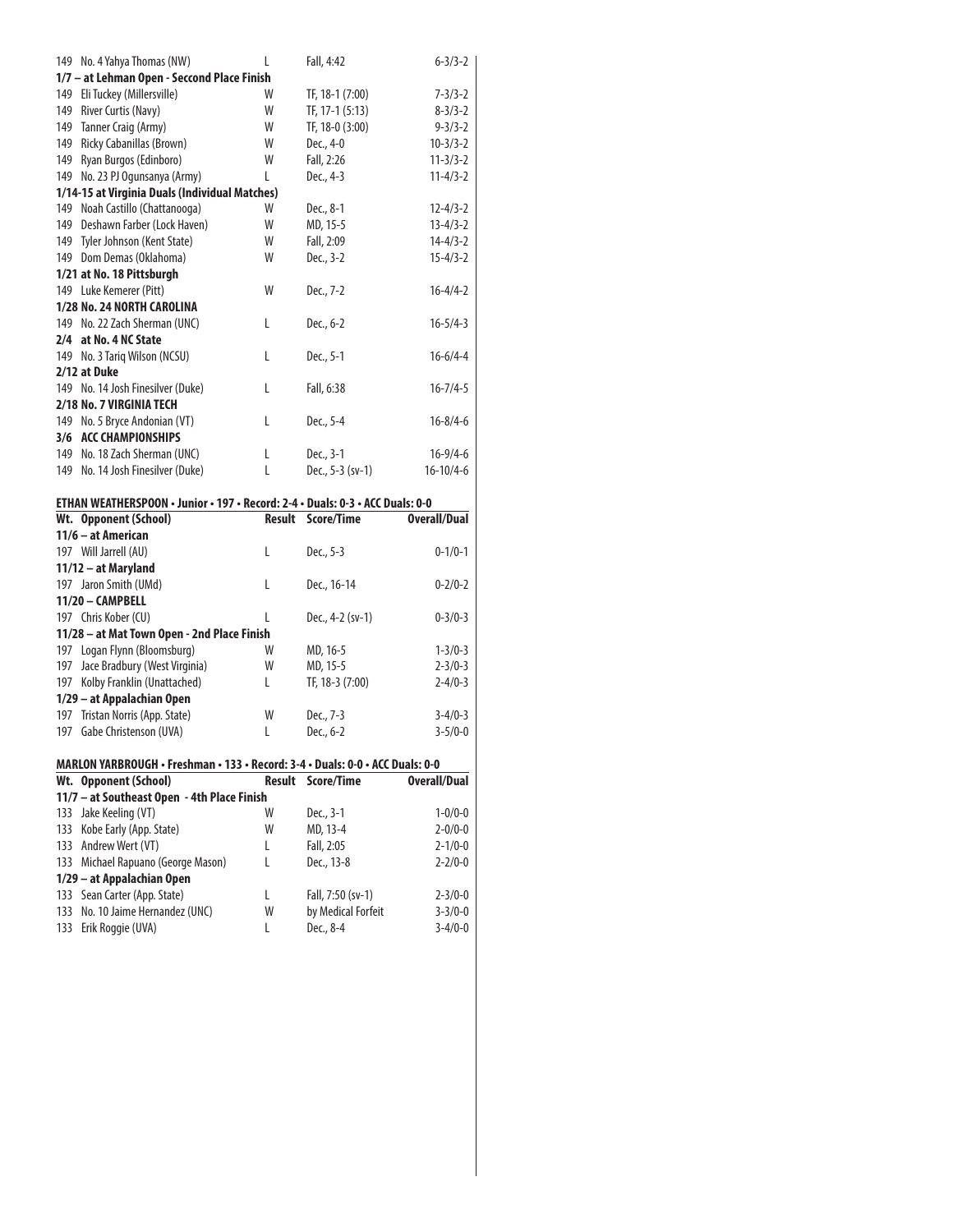| | | | |
|---|---|---|---|
| 149 No. 4 Yahya Thomas (NW) | L | Fall, 4:42 | 6-3/3-2 |
| **1/7 – at Lehman Open - Seccond Place Finish** | | | |
| 149 Eli Tuckey (Millersville) | W | TF, 18-1 (7:00) | 7-3/3-2 |
| 149 River Curtis (Navy) | W | TF, 17-1 (5:13) | 8-3/3-2 |
| 149 Tanner Craig (Army) | W | TF, 18-0 (3:00) | 9-3/3-2 |
| 149 Ricky Cabanillas (Brown) | W | Dec., 4-0 | 10-3/3-2 |
| 149 Ryan Burgos (Edinboro) | W | Fall, 2:26 | 11-3/3-2 |
| 149 No. 23 PJ Ogunsanya (Army) | L | Dec., 4-3 | 11-4/3-2 |
| **1/14-15 at Virginia Duals (Individual Matches)** | | | |
| 149 Noah Castillo (Chattanooga) | W | Dec., 8-1 | 12-4/3-2 |
| 149 Deshawn Farber (Lock Haven) | W | MD, 15-5 | 13-4/3-2 |
| 149 Tyler Johnson (Kent State) | W | Fall, 2:09 | 14-4/3-2 |
| 149 Dom Demas (Oklahoma) | W | Dec., 3-2 | 15-4/3-2 |
| **1/21 at No. 18 Pittsburgh** | | | |
| 149 Luke Kemerer (Pitt) | W | Dec., 7-2 | 16-4/4-2 |
| **1/28 No. 24 NORTH CAROLINA** | | | |
| 149 No. 22 Zach Sherman (UNC) | L | Dec., 6-2 | 16-5/4-3 |
| **2/4 at No. 4 NC State** | | | |
| 149 No. 3 Tariq Wilson (NCSU) | L | Dec., 5-1 | 16-6/4-4 |
| **2/12 at Duke** | | | |
| 149 No. 14 Josh Finesilver (Duke) | L | Fall, 6:38 | 16-7/4-5 |
| **2/18 No. 7 VIRGINIA TECH** | | | |
| 149 No. 5 Bryce Andonian (VT) | L | Dec., 5-4 | 16-8/4-6 |
| **3/6 ACC CHAMPIONSHIPS** | | | |
| 149 No. 18 Zach Sherman (UNC) | L | Dec., 3-1 | 16-9/4-6 |
| 149 No. 14 Josh Finesilver (Duke) | L | Dec., 5-3 (sv-1) | 16-10/4-6 |

**ETHAN WEATHERSPOON • Junior • 197 • Record: 2-4 • Duals: 0-3 • ACC Duals: 0-0**

| Wt. Opponent (School) | Result | Score/Time | Overall/Dual |
|---|---|---|---|
| **11/6 – at American** | | | |
| 197 Will Jarrell (AU) | L | Dec., 5-3 | 0-1/0-1 |
| **11/12 – at Maryland** | | | |
| 197 Jaron Smith (UMd) | L | Dec., 16-14 | 0-2/0-2 |
| **11/20 – CAMPBELL** | | | |
| 197 Chris Kober (CU) | L | Dec., 4-2 (sv-1) | 0-3/0-3 |
| **11/28 – at Mat Town Open - 2nd Place Finish** | | | |
| 197 Logan Flynn (Bloomsburg) | W | MD, 16-5 | 1-3/0-3 |
| 197 Jace Bradbury (West Virginia) | W | MD, 15-5 | 2-3/0-3 |
| 197 Kolby Franklin (Unattached) | L | TF, 18-3 (7:00) | 2-4/0-3 |
| **1/29 – at Appalachian Open** | | | |
| 197 Tristan Norris (App. State) | W | Dec., 7-3 | 3-4/0-3 |
| 197 Gabe Christenson (UVA) | L | Dec., 6-2 | 3-5/0-0 |

**MARLON YARBROUGH • Freshman • 133 • Record: 3-4 • Duals: 0-0 • ACC Duals: 0-0**

| Wt. Opponent (School) | Result | Score/Time | Overall/Dual |
|---|---|---|---|
| **11/7 – at Southeast Open - 4th Place Finish** | | | |
| 133 Jake Keeling (VT) | W | Dec., 3-1 | 1-0/0-0 |
| 133 Kobe Early (App. State) | W | MD, 13-4 | 2-0/0-0 |
| 133 Andrew Wert (VT) | L | Fall, 2:05 | 2-1/0-0 |
| 133 Michael Rapuano (George Mason) | L | Dec., 13-8 | 2-2/0-0 |
| **1/29 – at Appalachian Open** | | | |
| 133 Sean Carter (App. State) | L | Fall, 7:50 (sv-1) | 2-3/0-0 |
| 133 No. 10 Jaime Hernandez (UNC) | W | by Medical Forfeit | 3-3/0-0 |
| 133 Erik Roggie (UVA) | L | Dec., 8-4 | 3-4/0-0 |